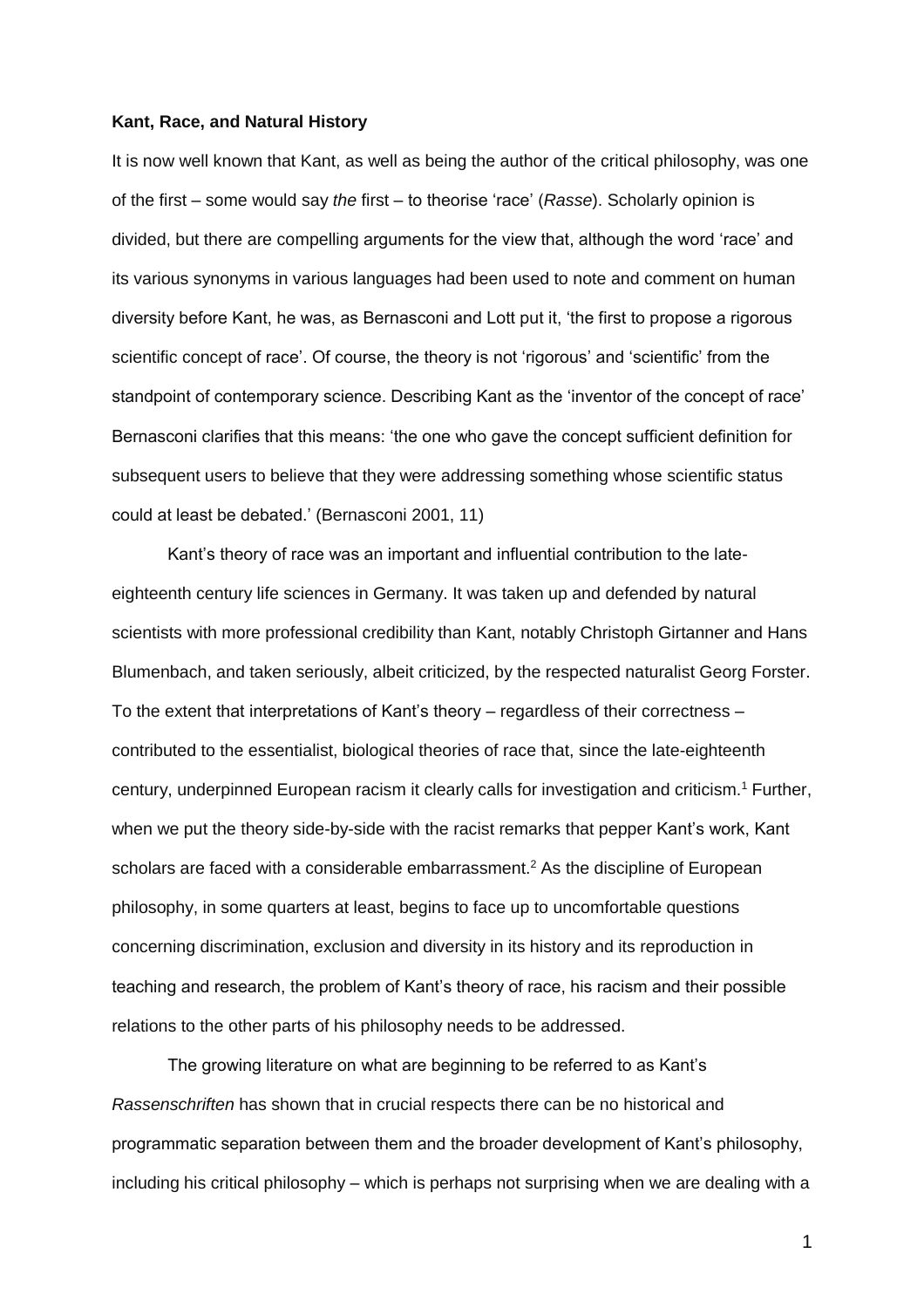**Kant, Race, and Natural History**

It is now well known that Kant, as well as being the author of the critical philosophy, was one of the first – some would say *the* first – to theorise 'race' (*Rasse*). Scholarly opinion is divided, but there are compelling arguments for the view that, although the word 'race' and its various synonyms in various languages had been used to note and comment on human diversity before Kant, he was, as Bernasconi and Lott put it, 'the first to propose a rigorous scientific concept of race'. Of course, the theory is not 'rigorous' and 'scientific' from the standpoint of contemporary science. Describing Kant as the 'inventor of the concept of race' Bernasconi clarifies that this means: 'the one who gave the concept sufficient definition for subsequent users to believe that they were addressing something whose scientific status could at least be debated.' (Bernasconi 2001, 11)

Kant's theory of race was an important and influential contribution to the late-eighteenth century life sciences in Germany. It was taken up and defended by natural scientists with more professional credibility than Kant, notably Christoph Girtanner and Hans Blumenbach, and taken seriously, albeit criticized, by the respected naturalist Georg Forster. To the extent that interpretations of Kant's theory – regardless of their correctness – contributed to the essentialist, biological theories of race that, since the late-eighteenth century, underpinned European racism it clearly calls for investigation and criticism.[1] Further, when we put the theory side-by-side with the racist remarks that pepper Kant's work, Kant scholars are faced with a considerable embarrassment.[2] As the discipline of European philosophy, in some quarters at least, begins to face up to uncomfortable questions concerning discrimination, exclusion and diversity in its history and its reproduction in teaching and research, the problem of Kant's theory of race, his racism and their possible relations to the other parts of his philosophy needs to be addressed.

The growing literature on what are beginning to be referred to as Kant's *Rassenschriften* has shown that in crucial respects there can be no historical and programmatic separation between them and the broader development of Kant's philosophy, including his critical philosophy – which is perhaps not surprising when we are dealing with a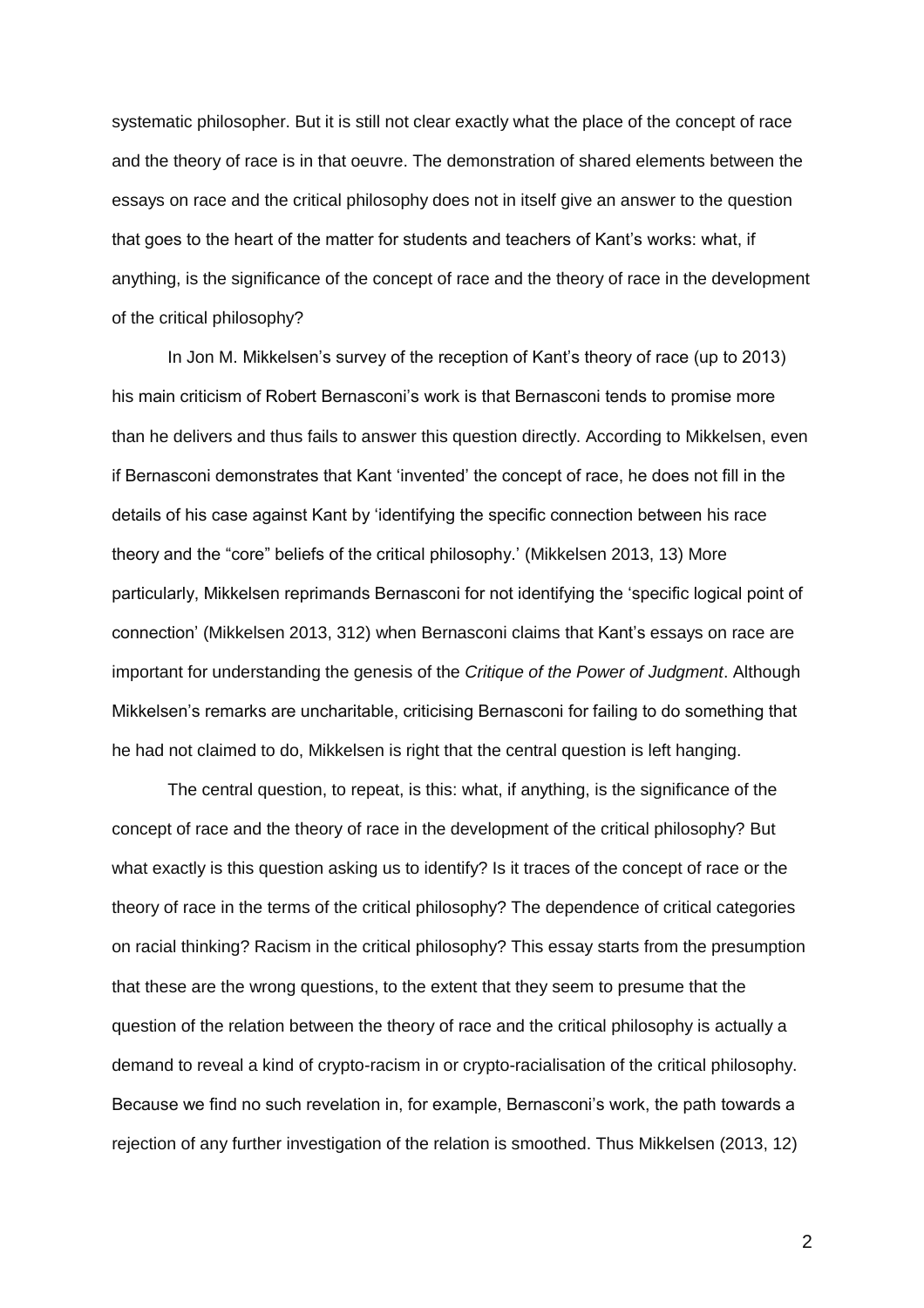systematic philosopher. But it is still not clear exactly what the place of the concept of race and the theory of race is in that oeuvre. The demonstration of shared elements between the essays on race and the critical philosophy does not in itself give an answer to the question that goes to the heart of the matter for students and teachers of Kant's works: what, if anything, is the significance of the concept of race and the theory of race in the development of the critical philosophy?

In Jon M. Mikkelsen's survey of the reception of Kant's theory of race (up to 2013) his main criticism of Robert Bernasconi's work is that Bernasconi tends to promise more than he delivers and thus fails to answer this question directly. According to Mikkelsen, even if Bernasconi demonstrates that Kant 'invented' the concept of race, he does not fill in the details of his case against Kant by 'identifying the specific connection between his race theory and the "core" beliefs of the critical philosophy.' (Mikkelsen 2013, 13) More particularly, Mikkelsen reprimands Bernasconi for not identifying the 'specific logical point of connection' (Mikkelsen 2013, 312) when Bernasconi claims that Kant's essays on race are important for understanding the genesis of the *Critique of the Power of Judgment*. Although Mikkelsen's remarks are uncharitable, criticising Bernasconi for failing to do something that he had not claimed to do, Mikkelsen is right that the central question is left hanging.

The central question, to repeat, is this: what, if anything, is the significance of the concept of race and the theory of race in the development of the critical philosophy? But what exactly is this question asking us to identify? Is it traces of the concept of race or the theory of race in the terms of the critical philosophy? The dependence of critical categories on racial thinking? Racism in the critical philosophy? This essay starts from the presumption that these are the wrong questions, to the extent that they seem to presume that the question of the relation between the theory of race and the critical philosophy is actually a demand to reveal a kind of crypto-racism in or crypto-racialisation of the critical philosophy. Because we find no such revelation in, for example, Bernasconi's work, the path towards a rejection of any further investigation of the relation is smoothed. Thus Mikkelsen (2013, 12)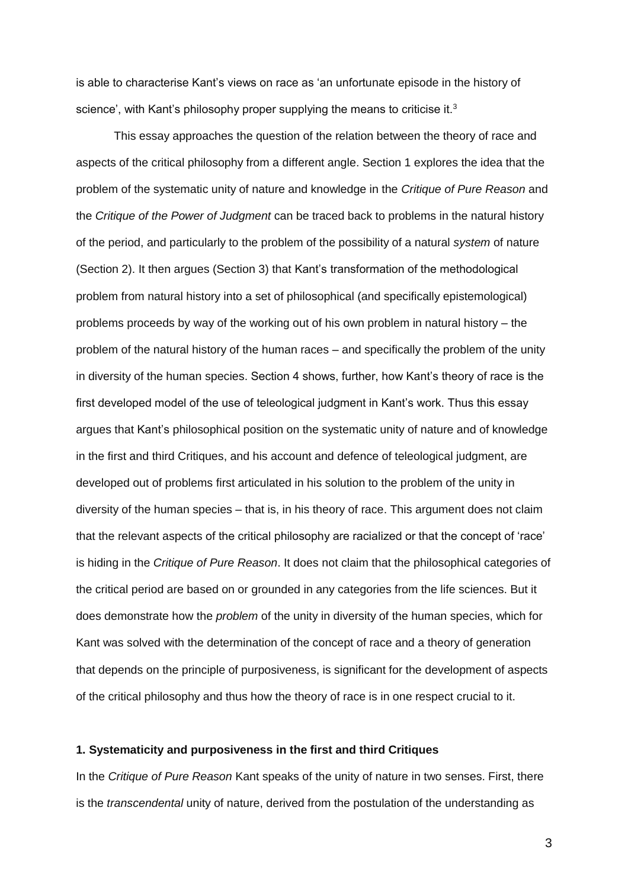is able to characterise Kant's views on race as 'an unfortunate episode in the history of science', with Kant's philosophy proper supplying the means to criticise it.[3]

This essay approaches the question of the relation between the theory of race and aspects of the critical philosophy from a different angle. Section 1 explores the idea that the problem of the systematic unity of nature and knowledge in the *Critique of Pure Reason* and the *Critique of the Power of Judgment* can be traced back to problems in the natural history of the period, and particularly to the problem of the possibility of a natural *system* of nature (Section 2). It then argues (Section 3) that Kant's transformation of the methodological problem from natural history into a set of philosophical (and specifically epistemological) problems proceeds by way of the working out of his own problem in natural history – the problem of the natural history of the human races – and specifically the problem of the unity in diversity of the human species. Section 4 shows, further, how Kant's theory of race is the first developed model of the use of teleological judgment in Kant's work. Thus this essay argues that Kant's philosophical position on the systematic unity of nature and of knowledge in the first and third Critiques, and his account and defence of teleological judgment, are developed out of problems first articulated in his solution to the problem of the unity in diversity of the human species – that is, in his theory of race. This argument does not claim that the relevant aspects of the critical philosophy are racialized or that the concept of 'race' is hiding in the *Critique of Pure Reason*. It does not claim that the philosophical categories of the critical period are based on or grounded in any categories from the life sciences. But it does demonstrate how the *problem* of the unity in diversity of the human species, which for Kant was solved with the determination of the concept of race and a theory of generation that depends on the principle of purposiveness, is significant for the development of aspects of the critical philosophy and thus how the theory of race is in one respect crucial to it.

## 1. Systematicity and purposiveness in the first and third Critiques

In the *Critique of Pure Reason* Kant speaks of the unity of nature in two senses. First, there is the *transcendental* unity of nature, derived from the postulation of the understanding as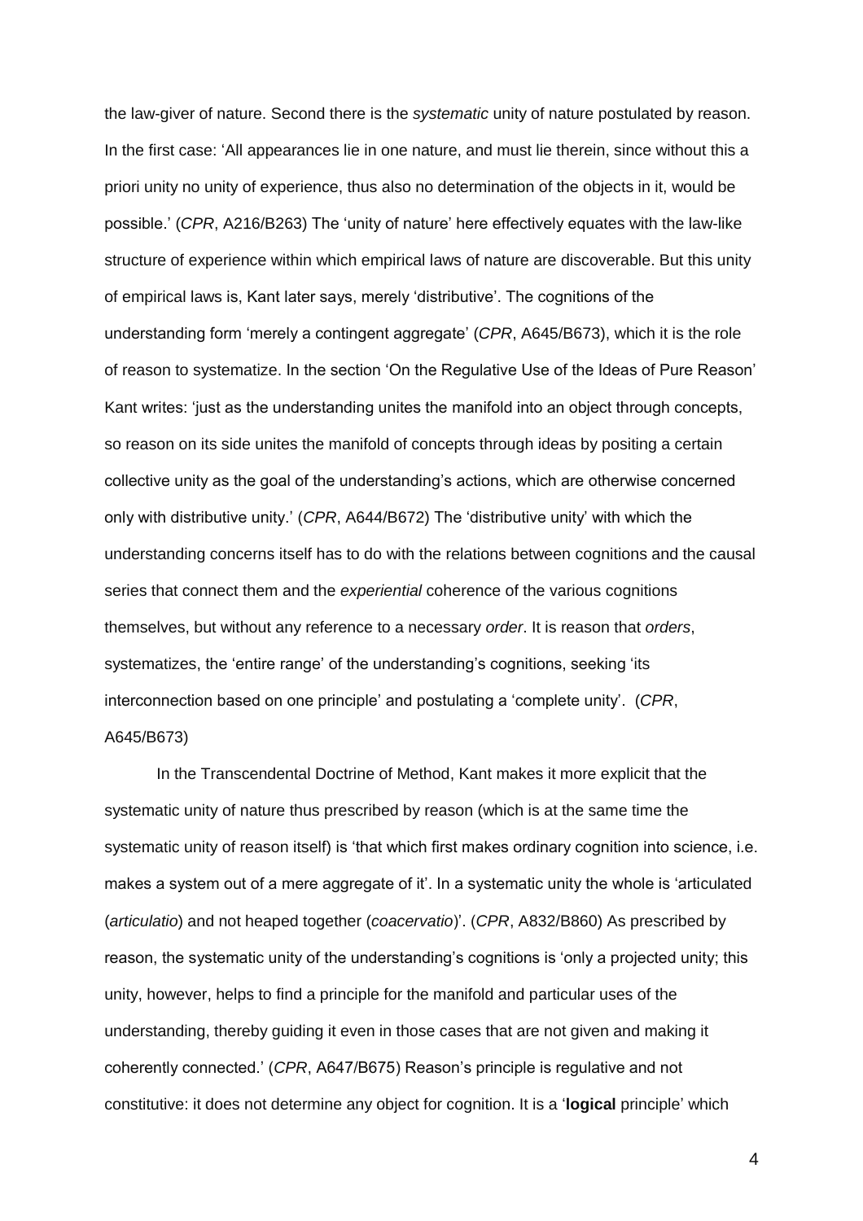the law-giver of nature. Second there is the *systematic* unity of nature postulated by reason. In the first case: 'All appearances lie in one nature, and must lie therein, since without this a priori unity no unity of experience, thus also no determination of the objects in it, would be possible.' (*CPR*, A216/B263) The 'unity of nature' here effectively equates with the law-like structure of experience within which empirical laws of nature are discoverable. But this unity of empirical laws is, Kant later says, merely 'distributive'. The cognitions of the understanding form 'merely a contingent aggregate' (*CPR*, A645/B673), which it is the role of reason to systematize. In the section 'On the Regulative Use of the Ideas of Pure Reason' Kant writes: 'just as the understanding unites the manifold into an object through concepts, so reason on its side unites the manifold of concepts through ideas by positing a certain collective unity as the goal of the understanding's actions, which are otherwise concerned only with distributive unity.' (*CPR*, A644/B672) The 'distributive unity' with which the understanding concerns itself has to do with the relations between cognitions and the causal series that connect them and the *experiential* coherence of the various cognitions themselves, but without any reference to a necessary *order*. It is reason that *orders*, systematizes, the 'entire range' of the understanding's cognitions, seeking 'its interconnection based on one principle' and postulating a 'complete unity'. (*CPR*, A645/B673)

In the Transcendental Doctrine of Method, Kant makes it more explicit that the systematic unity of nature thus prescribed by reason (which is at the same time the systematic unity of reason itself) is 'that which first makes ordinary cognition into science, i.e. makes a system out of a mere aggregate of it'. In a systematic unity the whole is 'articulated (*articulatio*) and not heaped together (*coacervatio*)'. (*CPR*, A832/B860) As prescribed by reason, the systematic unity of the understanding's cognitions is 'only a projected unity; this unity, however, helps to find a principle for the manifold and particular uses of the understanding, thereby guiding it even in those cases that are not given and making it coherently connected.' (*CPR*, A647/B675) Reason's principle is regulative and not constitutive: it does not determine any object for cognition. It is a '**logical** principle' which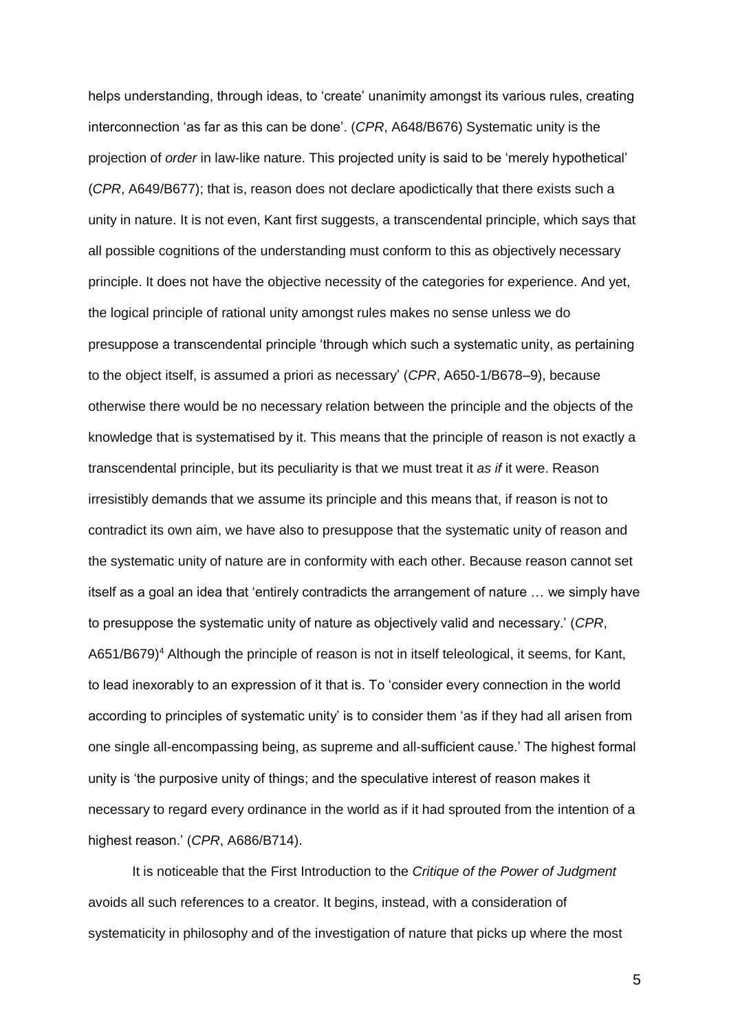helps understanding, through ideas, to 'create' unanimity amongst its various rules, creating interconnection 'as far as this can be done'. (*CPR*, A648/B676) Systematic unity is the projection of *order* in law-like nature. This projected unity is said to be 'merely hypothetical' (*CPR*, A649/B677); that is, reason does not declare apodictically that there exists such a unity in nature. It is not even, Kant first suggests, a transcendental principle, which says that all possible cognitions of the understanding must conform to this as objectively necessary principle. It does not have the objective necessity of the categories for experience. And yet, the logical principle of rational unity amongst rules makes no sense unless we do presuppose a transcendental principle 'through which such a systematic unity, as pertaining to the object itself, is assumed a priori as necessary' (*CPR*, A650-1/B678–9), because otherwise there would be no necessary relation between the principle and the objects of the knowledge that is systematised by it. This means that the principle of reason is not exactly a transcendental principle, but its peculiarity is that we must treat it *as if* it were. Reason irresistibly demands that we assume its principle and this means that, if reason is not to contradict its own aim, we have also to presuppose that the systematic unity of reason and the systematic unity of nature are in conformity with each other. Because reason cannot set itself as a goal an idea that 'entirely contradicts the arrangement of nature … we simply have to presuppose the systematic unity of nature as objectively valid and necessary.' (*CPR*, A651/B679)[4] Although the principle of reason is not in itself teleological, it seems, for Kant, to lead inexorably to an expression of it that is. To 'consider every connection in the world according to principles of systematic unity' is to consider them 'as if they had all arisen from one single all-encompassing being, as supreme and all-sufficient cause.' The highest formal unity is 'the purposive unity of things; and the speculative interest of reason makes it necessary to regard every ordinance in the world as if it had sprouted from the intention of a highest reason.' (*CPR*, A686/B714).

It is noticeable that the First Introduction to the *Critique of the Power of Judgment* avoids all such references to a creator. It begins, instead, with a consideration of systematicity in philosophy and of the investigation of nature that picks up where the most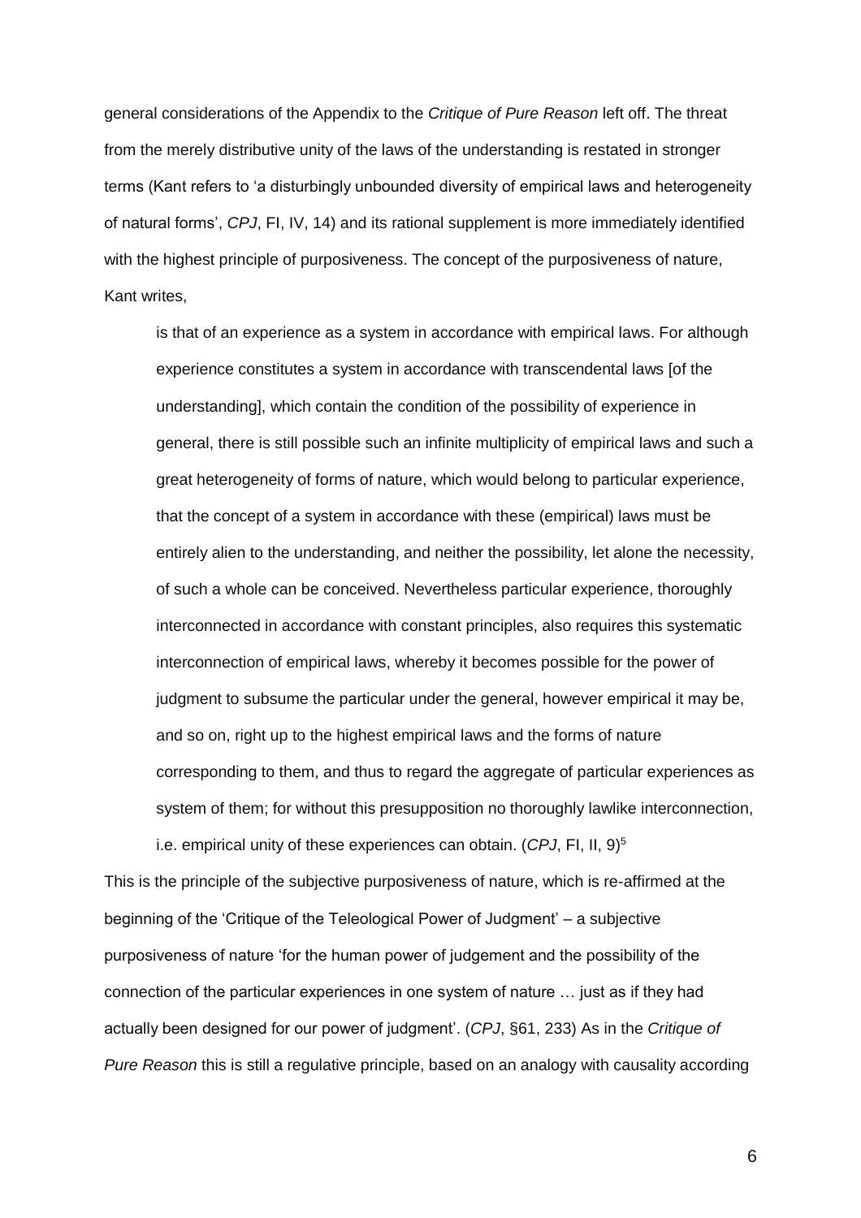general considerations of the Appendix to the *Critique of Pure Reason* left off. The threat from the merely distributive unity of the laws of the understanding is restated in stronger terms (Kant refers to 'a disturbingly unbounded diversity of empirical laws and heterogeneity of natural forms', *CPJ*, FI, IV, 14) and its rational supplement is more immediately identified with the highest principle of purposiveness. The concept of the purposiveness of nature, Kant writes,

> is that of an experience as a system in accordance with empirical laws. For although experience constitutes a system in accordance with transcendental laws [of the understanding], which contain the condition of the possibility of experience in general, there is still possible such an infinite multiplicity of empirical laws and such a great heterogeneity of forms of nature, which would belong to particular experience, that the concept of a system in accordance with these (empirical) laws must be entirely alien to the understanding, and neither the possibility, let alone the necessity, of such a whole can be conceived. Nevertheless particular experience, thoroughly interconnected in accordance with constant principles, also requires this systematic interconnection of empirical laws, whereby it becomes possible for the power of judgment to subsume the particular under the general, however empirical it may be, and so on, right up to the highest empirical laws and the forms of nature corresponding to them, and thus to regard the aggregate of particular experiences as system of them; for without this presupposition no thoroughly lawlike interconnection, i.e. empirical unity of these experiences can obtain. (*CPJ*, FI, II, 9)[5]

This is the principle of the subjective purposiveness of nature, which is re-affirmed at the beginning of the 'Critique of the Teleological Power of Judgment' – a subjective purposiveness of nature 'for the human power of judgement and the possibility of the connection of the particular experiences in one system of nature … just as if they had actually been designed for our power of judgment'. (*CPJ*, §61, 233) As in the *Critique of Pure Reason* this is still a regulative principle, based on an analogy with causality according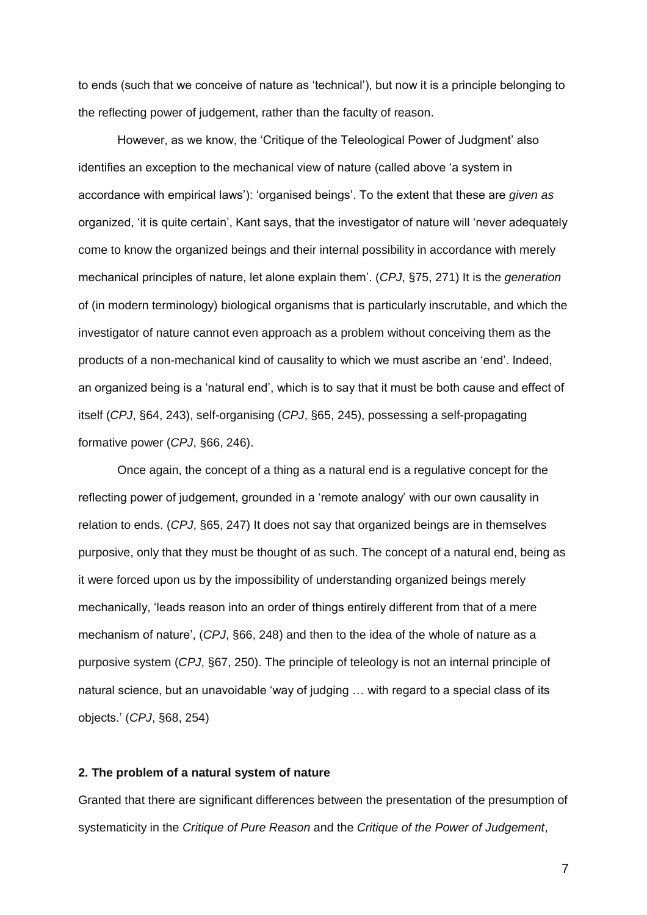to ends (such that we conceive of nature as 'technical'), but now it is a principle belonging to the reflecting power of judgement, rather than the faculty of reason.

However, as we know, the 'Critique of the Teleological Power of Judgment' also identifies an exception to the mechanical view of nature (called above 'a system in accordance with empirical laws'): 'organised beings'. To the extent that these are *given as* organized, 'it is quite certain', Kant says, that the investigator of nature will 'never adequately come to know the organized beings and their internal possibility in accordance with merely mechanical principles of nature, let alone explain them'. (*CPJ*, §75, 271) It is the *generation* of (in modern terminology) biological organisms that is particularly inscrutable, and which the investigator of nature cannot even approach as a problem without conceiving them as the products of a non-mechanical kind of causality to which we must ascribe an 'end'. Indeed, an organized being is a 'natural end', which is to say that it must be both cause and effect of itself (*CPJ*, §64, 243), self-organising (*CPJ*, §65, 245), possessing a self-propagating formative power (*CPJ*, §66, 246).

Once again, the concept of a thing as a natural end is a regulative concept for the reflecting power of judgement, grounded in a 'remote analogy' with our own causality in relation to ends. (*CPJ*, §65, 247) It does not say that organized beings are in themselves purposive, only that they must be thought of as such. The concept of a natural end, being as it were forced upon us by the impossibility of understanding organized beings merely mechanically, 'leads reason into an order of things entirely different from that of a mere mechanism of nature', (*CPJ*, §66, 248) and then to the idea of the whole of nature as a purposive system (*CPJ*, §67, 250). The principle of teleology is not an internal principle of natural science, but an unavoidable 'way of judging … with regard to a special class of its objects.' (*CPJ*, §68, 254)

## 2. The problem of a natural system of nature

Granted that there are significant differences between the presentation of the presumption of systematicity in the *Critique of Pure Reason* and the *Critique of the Power of Judgement*,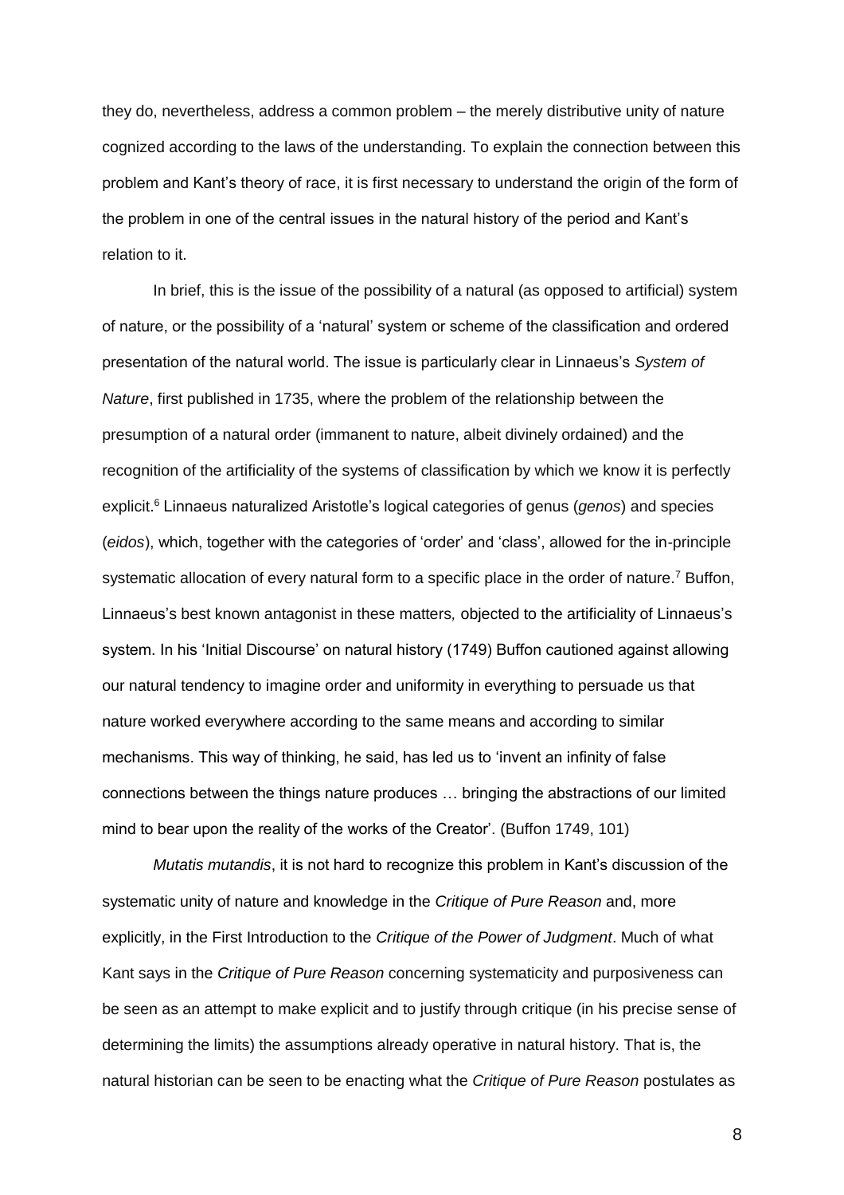they do, nevertheless, address a common problem – the merely distributive unity of nature cognized according to the laws of the understanding. To explain the connection between this problem and Kant's theory of race, it is first necessary to understand the origin of the form of the problem in one of the central issues in the natural history of the period and Kant's relation to it.

In brief, this is the issue of the possibility of a natural (as opposed to artificial) system of nature, or the possibility of a 'natural' system or scheme of the classification and ordered presentation of the natural world. The issue is particularly clear in Linnaeus's *System of Nature*, first published in 1735, where the problem of the relationship between the presumption of a natural order (immanent to nature, albeit divinely ordained) and the recognition of the artificiality of the systems of classification by which we know it is perfectly explicit.[6] Linnaeus naturalized Aristotle's logical categories of genus (*genos*) and species (*eidos*), which, together with the categories of 'order' and 'class', allowed for the in-principle systematic allocation of every natural form to a specific place in the order of nature.[7] Buffon, Linnaeus's best known antagonist in these matters, objected to the artificiality of Linnaeus's system. In his 'Initial Discourse' on natural history (1749) Buffon cautioned against allowing our natural tendency to imagine order and uniformity in everything to persuade us that nature worked everywhere according to the same means and according to similar mechanisms. This way of thinking, he said, has led us to 'invent an infinity of false connections between the things nature produces … bringing the abstractions of our limited mind to bear upon the reality of the works of the Creator'. (Buffon 1749, 101)

*Mutatis mutandis*, it is not hard to recognize this problem in Kant's discussion of the systematic unity of nature and knowledge in the *Critique of Pure Reason* and, more explicitly, in the First Introduction to the *Critique of the Power of Judgment*. Much of what Kant says in the *Critique of Pure Reason* concerning systematicity and purposiveness can be seen as an attempt to make explicit and to justify through critique (in his precise sense of determining the limits) the assumptions already operative in natural history. That is, the natural historian can be seen to be enacting what the *Critique of Pure Reason* postulates as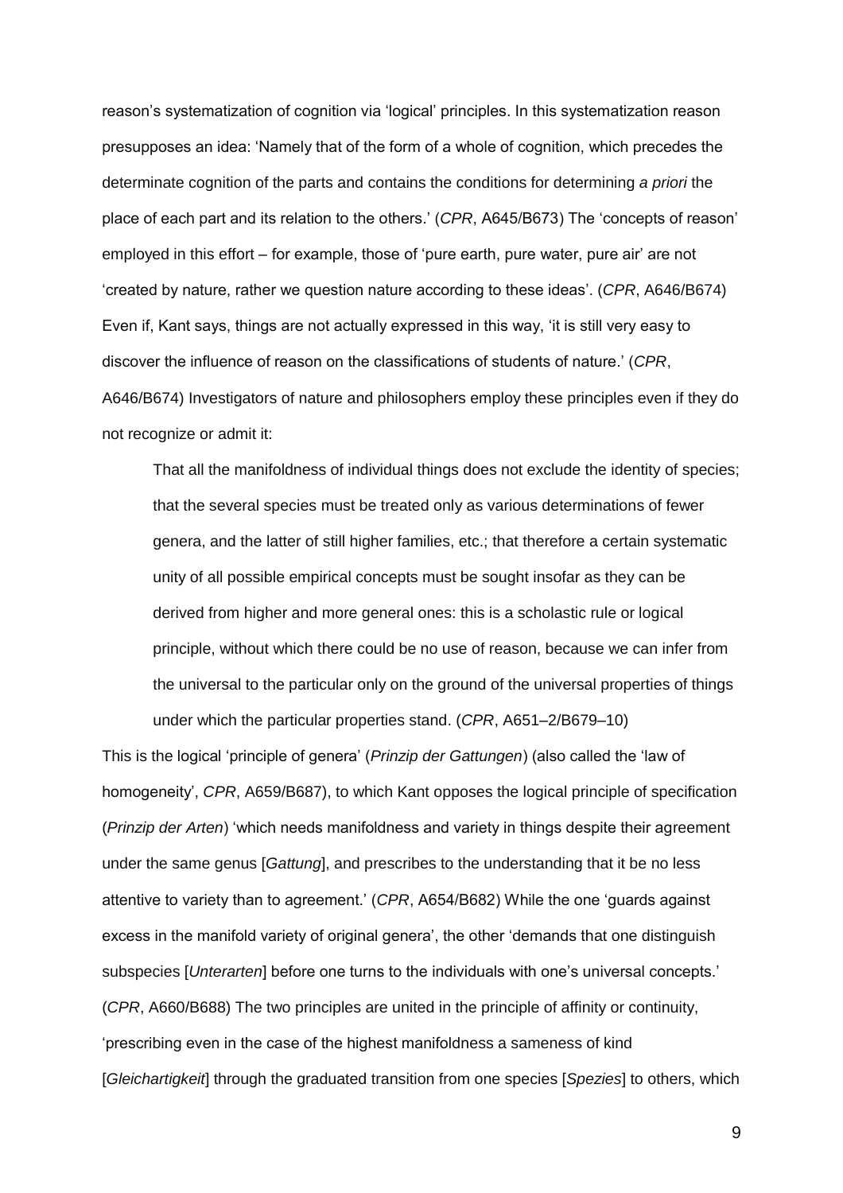reason's systematization of cognition via 'logical' principles. In this systematization reason presupposes an idea: 'Namely that of the form of a whole of cognition, which precedes the determinate cognition of the parts and contains the conditions for determining *a priori* the place of each part and its relation to the others.' (*CPR*, A645/B673) The 'concepts of reason' employed in this effort – for example, those of 'pure earth, pure water, pure air' are not 'created by nature, rather we question nature according to these ideas'. (*CPR*, A646/B674) Even if, Kant says, things are not actually expressed in this way, 'it is still very easy to discover the influence of reason on the classifications of students of nature.' (*CPR*, A646/B674) Investigators of nature and philosophers employ these principles even if they do not recognize or admit it:

> That all the manifoldness of individual things does not exclude the identity of species; that the several species must be treated only as various determinations of fewer genera, and the latter of still higher families, etc.; that therefore a certain systematic unity of all possible empirical concepts must be sought insofar as they can be derived from higher and more general ones: this is a scholastic rule or logical principle, without which there could be no use of reason, because we can infer from the universal to the particular only on the ground of the universal properties of things under which the particular properties stand. (*CPR*, A651–2/B679–10)

This is the logical 'principle of genera' (*Prinzip der Gattungen*) (also called the 'law of homogeneity', *CPR*, A659/B687), to which Kant opposes the logical principle of specification (*Prinzip der Arten*) 'which needs manifoldness and variety in things despite their agreement under the same genus [*Gattung*], and prescribes to the understanding that it be no less attentive to variety than to agreement.' (*CPR*, A654/B682) While the one 'guards against excess in the manifold variety of original genera', the other 'demands that one distinguish subspecies [*Unterarten*] before one turns to the individuals with one's universal concepts.' (*CPR*, A660/B688) The two principles are united in the principle of affinity or continuity, 'prescribing even in the case of the highest manifoldness a sameness of kind [*Gleichartigkeit*] through the graduated transition from one species [*Spezies*] to others, which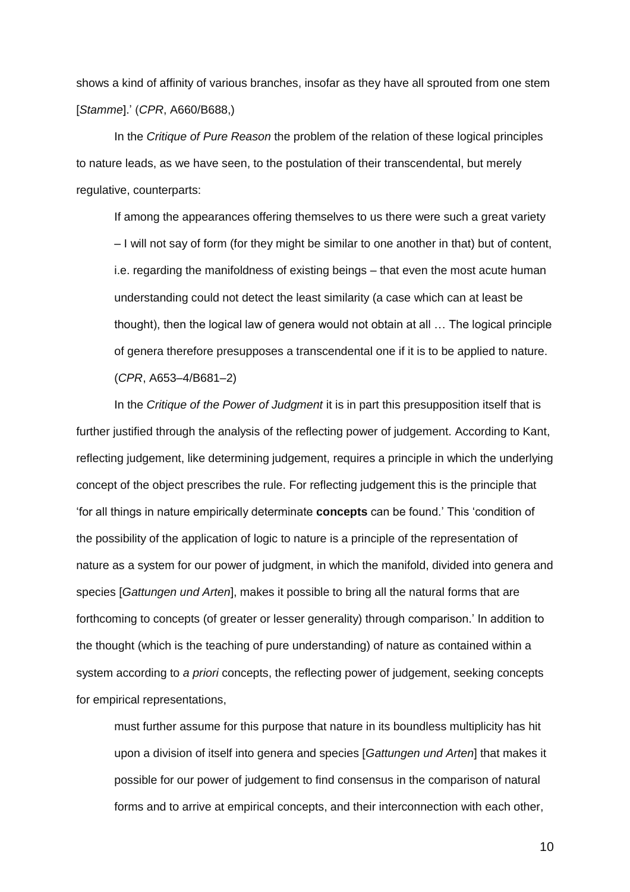shows a kind of affinity of various branches, insofar as they have all sprouted from one stem [*Stamme*].' (*CPR*, A660/B688,)

In the *Critique of Pure Reason* the problem of the relation of these logical principles to nature leads, as we have seen, to the postulation of their transcendental, but merely regulative, counterparts:

> If among the appearances offering themselves to us there were such a great variety – I will not say of form (for they might be similar to one another in that) but of content, i.e. regarding the manifoldness of existing beings – that even the most acute human understanding could not detect the least similarity (a case which can at least be thought), then the logical law of genera would not obtain at all … The logical principle of genera therefore presupposes a transcendental one if it is to be applied to nature. (*CPR*, A653–4/B681–2)

In the *Critique of the Power of Judgment* it is in part this presupposition itself that is further justified through the analysis of the reflecting power of judgement. According to Kant, reflecting judgement, like determining judgement, requires a principle in which the underlying concept of the object prescribes the rule. For reflecting judgement this is the principle that 'for all things in nature empirically determinate **concepts** can be found.' This 'condition of the possibility of the application of logic to nature is a principle of the representation of nature as a system for our power of judgment, in which the manifold, divided into genera and species [*Gattungen und Arten*], makes it possible to bring all the natural forms that are forthcoming to concepts (of greater or lesser generality) through comparison.' In addition to the thought (which is the teaching of pure understanding) of nature as contained within a system according to *a priori* concepts, the reflecting power of judgement, seeking concepts for empirical representations,

> must further assume for this purpose that nature in its boundless multiplicity has hit upon a division of itself into genera and species [*Gattungen und Arten*] that makes it possible for our power of judgement to find consensus in the comparison of natural forms and to arrive at empirical concepts, and their interconnection with each other,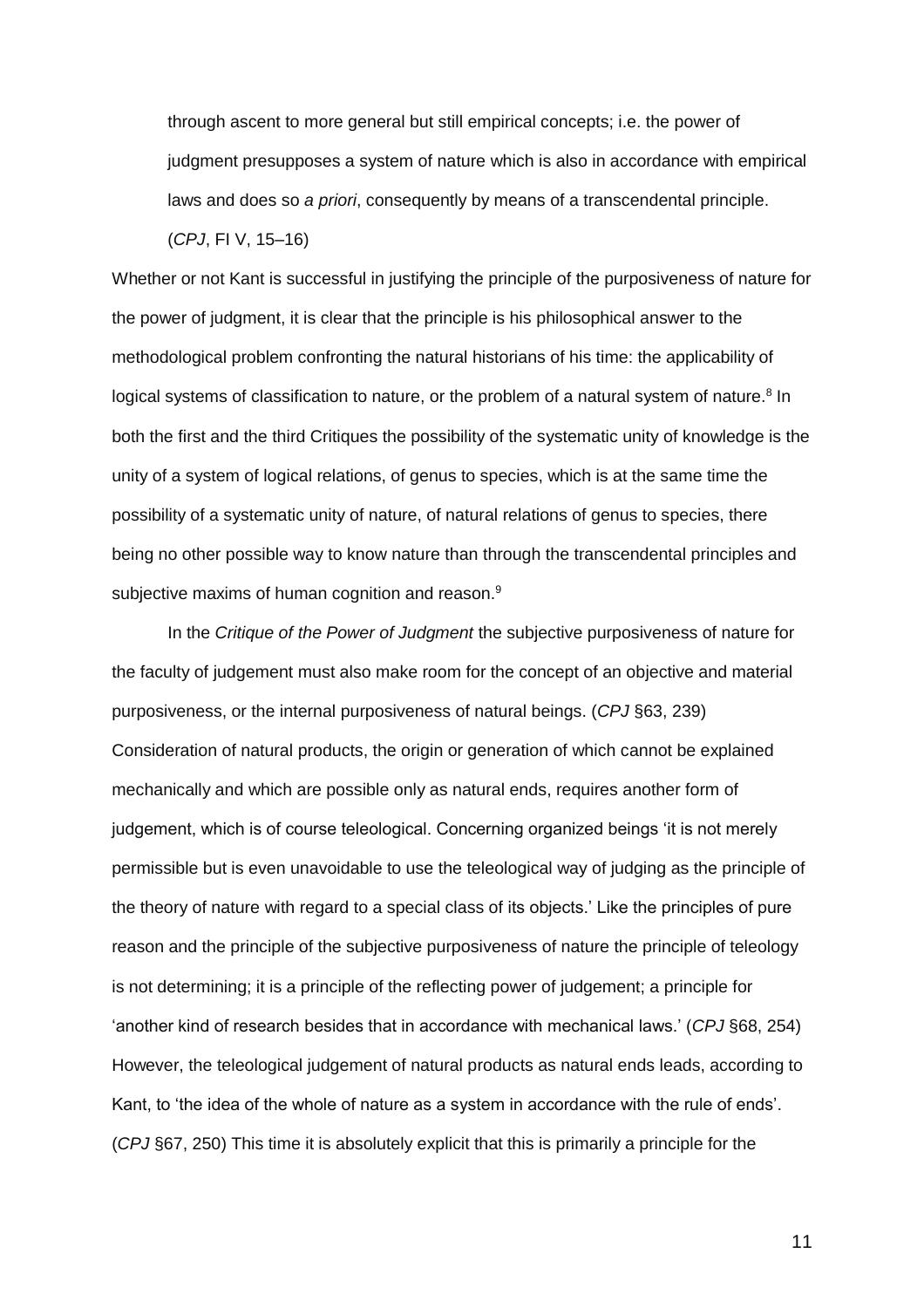> through ascent to more general but still empirical concepts; i.e. the power of judgment presupposes a system of nature which is also in accordance with empirical laws and does so *a priori*, consequently by means of a transcendental principle. (*CPJ*, FI V, 15–16)

Whether or not Kant is successful in justifying the principle of the purposiveness of nature for the power of judgment, it is clear that the principle is his philosophical answer to the methodological problem confronting the natural historians of his time: the applicability of logical systems of classification to nature, or the problem of a natural system of nature.[8] In both the first and the third Critiques the possibility of the systematic unity of knowledge is the unity of a system of logical relations, of genus to species, which is at the same time the possibility of a systematic unity of nature, of natural relations of genus to species, there being no other possible way to know nature than through the transcendental principles and subjective maxims of human cognition and reason.[9]

In the *Critique of the Power of Judgment* the subjective purposiveness of nature for the faculty of judgement must also make room for the concept of an objective and material purposiveness, or the internal purposiveness of natural beings. (*CPJ* §63, 239) Consideration of natural products, the origin or generation of which cannot be explained mechanically and which are possible only as natural ends, requires another form of judgement, which is of course teleological. Concerning organized beings 'it is not merely permissible but is even unavoidable to use the teleological way of judging as the principle of the theory of nature with regard to a special class of its objects.' Like the principles of pure reason and the principle of the subjective purposiveness of nature the principle of teleology is not determining; it is a principle of the reflecting power of judgement; a principle for 'another kind of research besides that in accordance with mechanical laws.' (*CPJ* §68, 254) However, the teleological judgement of natural products as natural ends leads, according to Kant, to 'the idea of the whole of nature as a system in accordance with the rule of ends'. (*CPJ* §67, 250) This time it is absolutely explicit that this is primarily a principle for the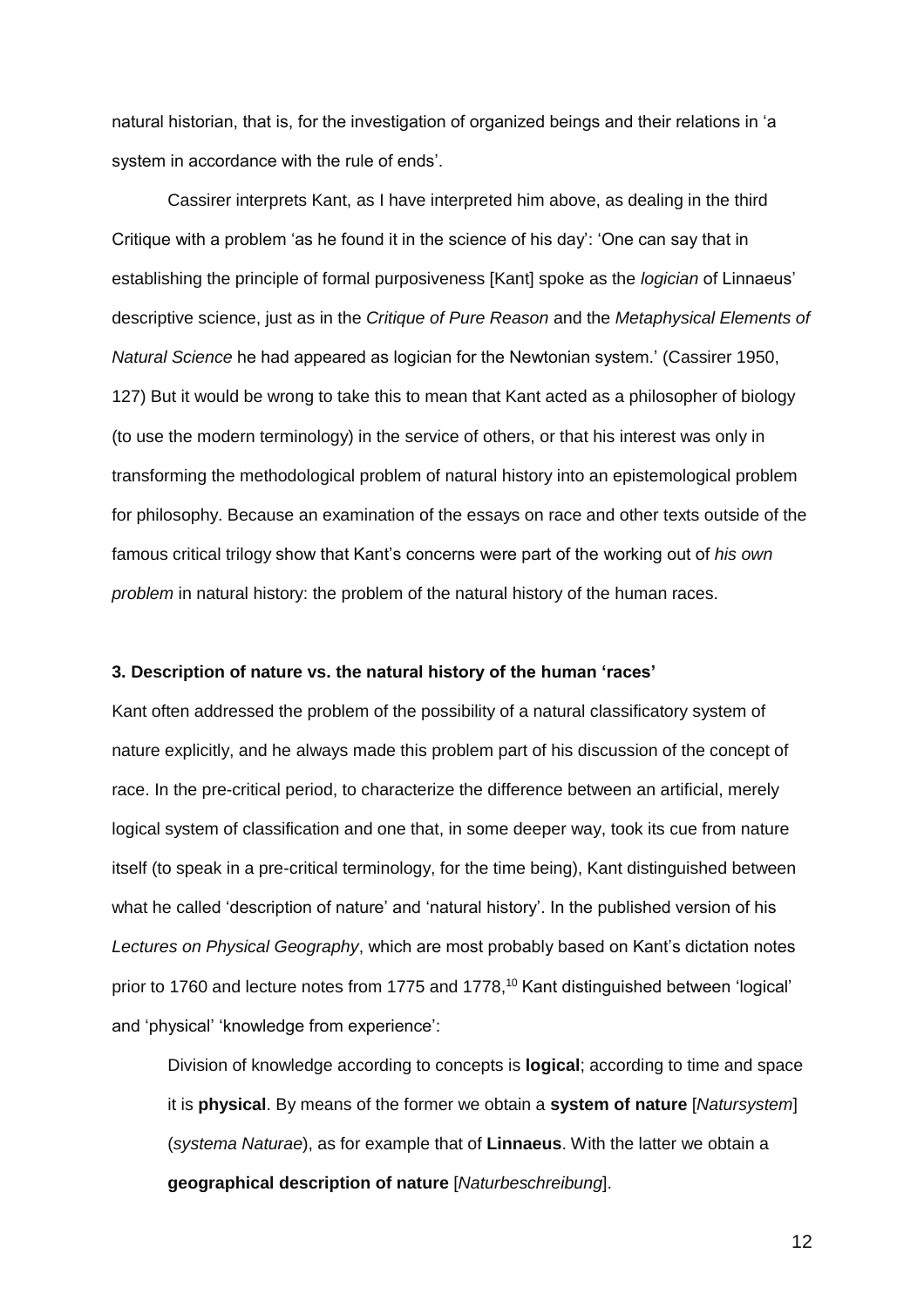natural historian, that is, for the investigation of organized beings and their relations in 'a system in accordance with the rule of ends'.

Cassirer interprets Kant, as I have interpreted him above, as dealing in the third Critique with a problem 'as he found it in the science of his day': 'One can say that in establishing the principle of formal purposiveness [Kant] spoke as the *logician* of Linnaeus' descriptive science, just as in the *Critique of Pure Reason* and the *Metaphysical Elements of Natural Science* he had appeared as logician for the Newtonian system.' (Cassirer 1950, 127) But it would be wrong to take this to mean that Kant acted as a philosopher of biology (to use the modern terminology) in the service of others, or that his interest was only in transforming the methodological problem of natural history into an epistemological problem for philosophy. Because an examination of the essays on race and other texts outside of the famous critical trilogy show that Kant's concerns were part of the working out of *his own problem* in natural history: the problem of the natural history of the human races.

### 3. Description of nature vs. the natural history of the human 'races'

Kant often addressed the problem of the possibility of a natural classificatory system of nature explicitly, and he always made this problem part of his discussion of the concept of race. In the pre-critical period, to characterize the difference between an artificial, merely logical system of classification and one that, in some deeper way, took its cue from nature itself (to speak in a pre-critical terminology, for the time being), Kant distinguished between what he called 'description of nature' and 'natural history'. In the published version of his *Lectures on Physical Geography*, which are most probably based on Kant's dictation notes prior to 1760 and lecture notes from 1775 and 1778,[10] Kant distinguished between 'logical' and 'physical' 'knowledge from experience':

> Division of knowledge according to concepts is **logical**; according to time and space it is **physical**. By means of the former we obtain a **system of nature** [*Natursystem*] (*systema Naturae*), as for example that of **Linnaeus**. With the latter we obtain a **geographical description of nature** [*Naturbeschreibung*].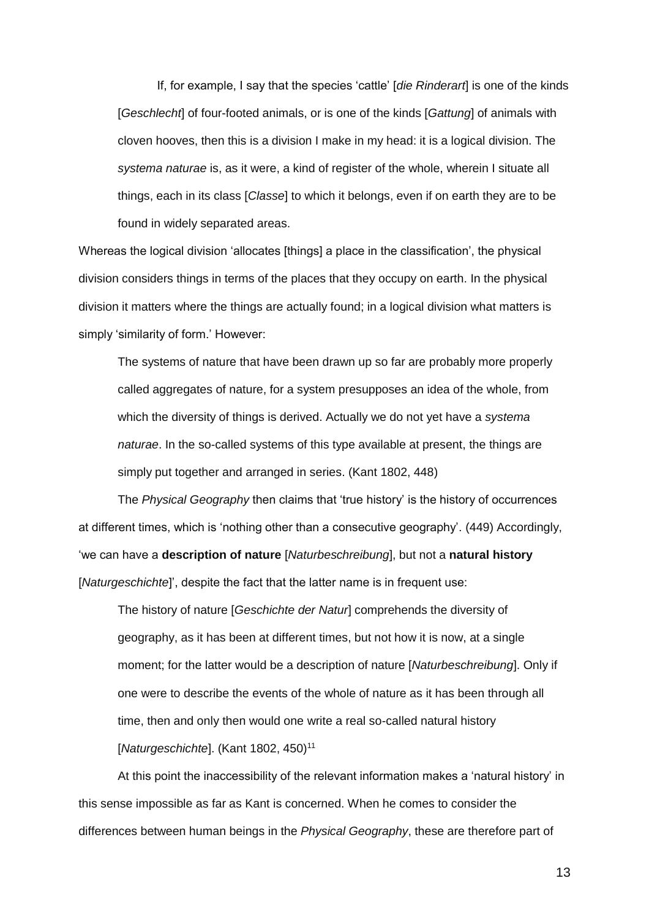> If, for example, I say that the species 'cattle' [*die Rinderart*] is one of the kinds [*Geschlecht*] of four-footed animals, or is one of the kinds [*Gattung*] of animals with cloven hooves, then this is a division I make in my head: it is a logical division. The *systema naturae* is, as it were, a kind of register of the whole, wherein I situate all things, each in its class [*Classe*] to which it belongs, even if on earth they are to be found in widely separated areas.

Whereas the logical division 'allocates [things] a place in the classification', the physical division considers things in terms of the places that they occupy on earth. In the physical division it matters where the things are actually found; in a logical division what matters is simply 'similarity of form.' However:

> The systems of nature that have been drawn up so far are probably more properly called aggregates of nature, for a system presupposes an idea of the whole, from which the diversity of things is derived. Actually we do not yet have a *systema naturae*. In the so-called systems of this type available at present, the things are simply put together and arranged in series. (Kant 1802, 448)

The *Physical Geography* then claims that 'true history' is the history of occurrences at different times, which is 'nothing other than a consecutive geography'. (449) Accordingly, 'we can have a **description of nature** [*Naturbeschreibung*], but not a **natural history** [*Naturgeschichte*]', despite the fact that the latter name is in frequent use:

> The history of nature [*Geschichte der Natur*] comprehends the diversity of geography, as it has been at different times, but not how it is now, at a single moment; for the latter would be a description of nature [*Naturbeschreibung*]. Only if one were to describe the events of the whole of nature as it has been through all time, then and only then would one write a real so-called natural history [*Naturgeschichte*]. (Kant 1802, 450)[11]

At this point the inaccessibility of the relevant information makes a 'natural history' in this sense impossible as far as Kant is concerned. When he comes to consider the differences between human beings in the *Physical Geography*, these are therefore part of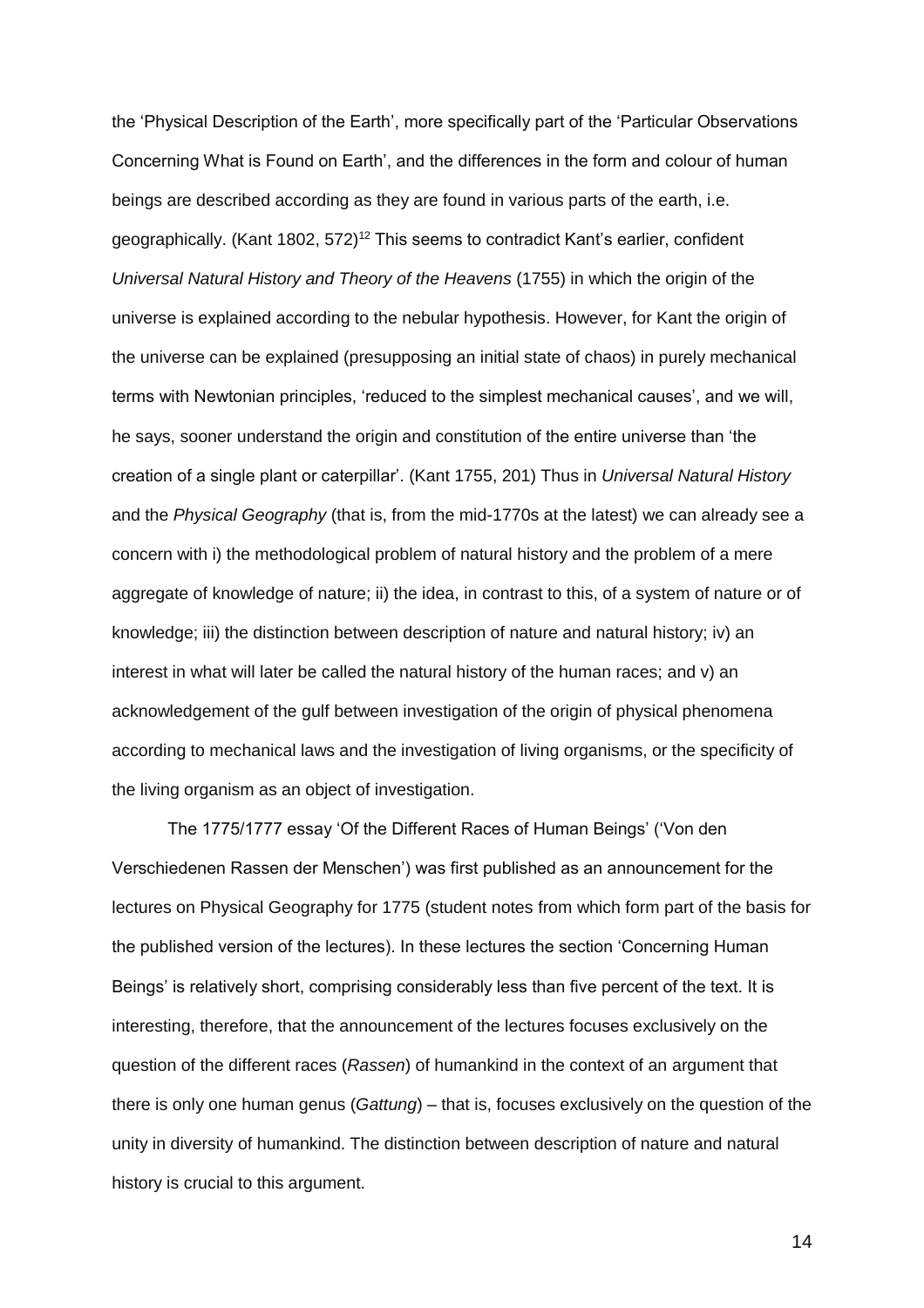the 'Physical Description of the Earth', more specifically part of the 'Particular Observations Concerning What is Found on Earth', and the differences in the form and colour of human beings are described according as they are found in various parts of the earth, i.e. geographically. (Kant 1802, 572)[12] This seems to contradict Kant's earlier, confident *Universal Natural History and Theory of the Heavens* (1755) in which the origin of the universe is explained according to the nebular hypothesis. However, for Kant the origin of the universe can be explained (presupposing an initial state of chaos) in purely mechanical terms with Newtonian principles, 'reduced to the simplest mechanical causes', and we will, he says, sooner understand the origin and constitution of the entire universe than 'the creation of a single plant or caterpillar'. (Kant 1755, 201) Thus in *Universal Natural History* and the *Physical Geography* (that is, from the mid-1770s at the latest) we can already see a concern with i) the methodological problem of natural history and the problem of a mere aggregate of knowledge of nature; ii) the idea, in contrast to this, of a system of nature or of knowledge; iii) the distinction between description of nature and natural history; iv) an interest in what will later be called the natural history of the human races; and v) an acknowledgement of the gulf between investigation of the origin of physical phenomena according to mechanical laws and the investigation of living organisms, or the specificity of the living organism as an object of investigation.

The 1775/1777 essay 'Of the Different Races of Human Beings' ('Von den Verschiedenen Rassen der Menschen') was first published as an announcement for the lectures on Physical Geography for 1775 (student notes from which form part of the basis for the published version of the lectures). In these lectures the section 'Concerning Human Beings' is relatively short, comprising considerably less than five percent of the text. It is interesting, therefore, that the announcement of the lectures focuses exclusively on the question of the different races (*Rassen*) of humankind in the context of an argument that there is only one human genus (*Gattung*) – that is, focuses exclusively on the question of the unity in diversity of humankind. The distinction between description of nature and natural history is crucial to this argument.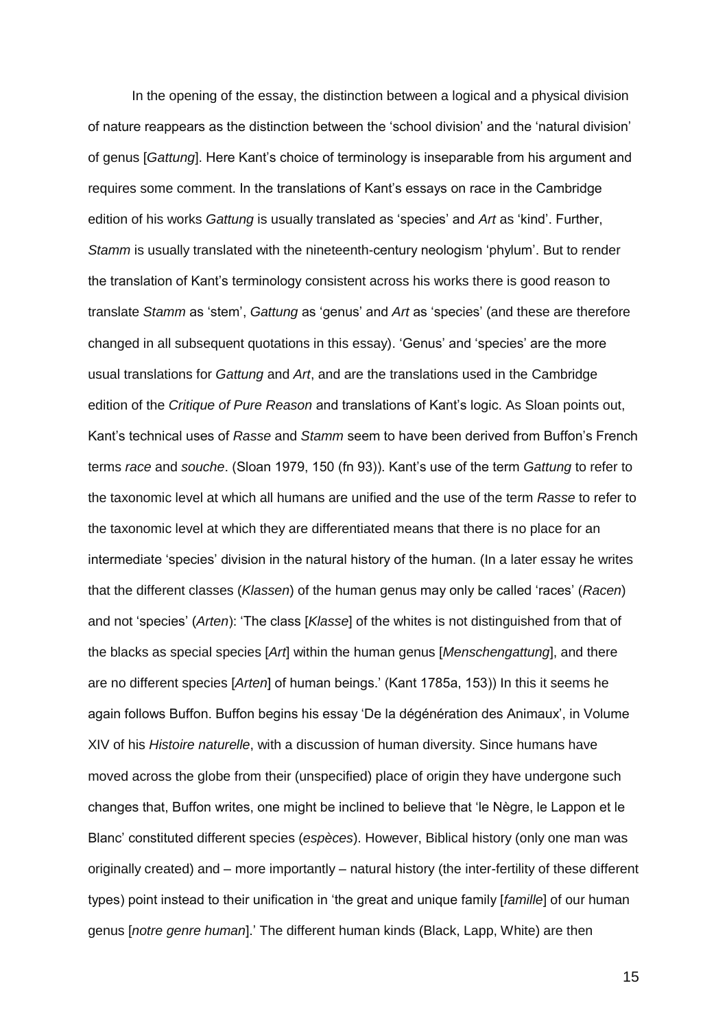In the opening of the essay, the distinction between a logical and a physical division of nature reappears as the distinction between the 'school division' and the 'natural division' of genus [*Gattung*]. Here Kant's choice of terminology is inseparable from his argument and requires some comment. In the translations of Kant's essays on race in the Cambridge edition of his works *Gattung* is usually translated as 'species' and *Art* as 'kind'. Further, *Stamm* is usually translated with the nineteenth-century neologism 'phylum'. But to render the translation of Kant's terminology consistent across his works there is good reason to translate *Stamm* as 'stem', *Gattung* as 'genus' and *Art* as 'species' (and these are therefore changed in all subsequent quotations in this essay). 'Genus' and 'species' are the more usual translations for *Gattung* and *Art*, and are the translations used in the Cambridge edition of the *Critique of Pure Reason* and translations of Kant's logic. As Sloan points out, Kant's technical uses of *Rasse* and *Stamm* seem to have been derived from Buffon's French terms *race* and *souche*. (Sloan 1979, 150 (fn 93)). Kant's use of the term *Gattung* to refer to the taxonomic level at which all humans are unified and the use of the term *Rasse* to refer to the taxonomic level at which they are differentiated means that there is no place for an intermediate 'species' division in the natural history of the human. (In a later essay he writes that the different classes (*Klassen*) of the human genus may only be called 'races' (*Racen*) and not 'species' (*Arten*): 'The class [*Klasse*] of the whites is not distinguished from that of the blacks as special species [*Art*] within the human genus [*Menschengattung*], and there are no different species [*Arten*] of human beings.' (Kant 1785a, 153)) In this it seems he again follows Buffon. Buffon begins his essay 'De la dégénération des Animaux', in Volume XIV of his *Histoire naturelle*, with a discussion of human diversity. Since humans have moved across the globe from their (unspecified) place of origin they have undergone such changes that, Buffon writes, one might be inclined to believe that 'le Nègre, le Lappon et le Blanc' constituted different species (*espèces*). However, Biblical history (only one man was originally created) and – more importantly – natural history (the inter-fertility of these different types) point instead to their unification in 'the great and unique family [*famille*] of our human genus [*notre genre human*].' The different human kinds (Black, Lapp, White) are then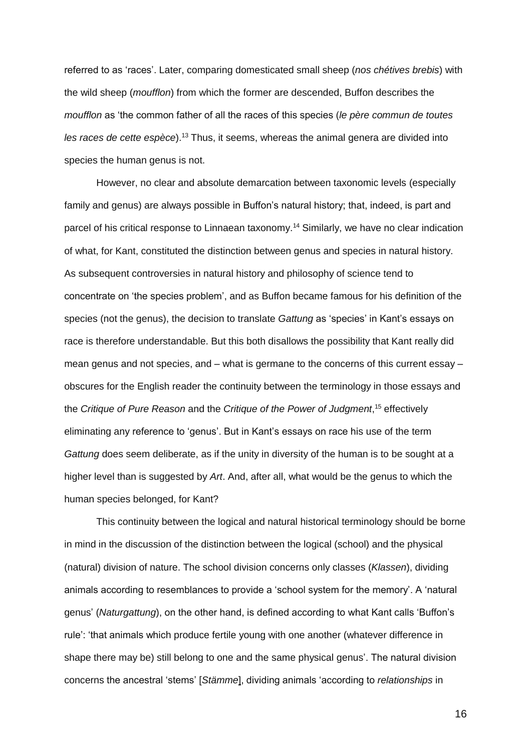referred to as 'races'. Later, comparing domesticated small sheep (*nos chétives brebis*) with the wild sheep (*moufflon*) from which the former are descended, Buffon describes the *moufflon* as 'the common father of all the races of this species (*le père commun de toutes les races de cette espèce*).[13] Thus, it seems, whereas the animal genera are divided into species the human genus is not.

However, no clear and absolute demarcation between taxonomic levels (especially family and genus) are always possible in Buffon's natural history; that, indeed, is part and parcel of his critical response to Linnaean taxonomy.[14] Similarly, we have no clear indication of what, for Kant, constituted the distinction between genus and species in natural history. As subsequent controversies in natural history and philosophy of science tend to concentrate on 'the species problem', and as Buffon became famous for his definition of the species (not the genus), the decision to translate *Gattung* as 'species' in Kant's essays on race is therefore understandable. But this both disallows the possibility that Kant really did mean genus and not species, and – what is germane to the concerns of this current essay – obscures for the English reader the continuity between the terminology in those essays and the *Critique of Pure Reason* and the *Critique of the Power of Judgment*,[15] effectively eliminating any reference to 'genus'. But in Kant's essays on race his use of the term *Gattung* does seem deliberate, as if the unity in diversity of the human is to be sought at a higher level than is suggested by *Art*. And, after all, what would be the genus to which the human species belonged, for Kant?

This continuity between the logical and natural historical terminology should be borne in mind in the discussion of the distinction between the logical (school) and the physical (natural) division of nature. The school division concerns only classes (*Klassen*), dividing animals according to resemblances to provide a 'school system for the memory'. A 'natural genus' (*Naturgattung*), on the other hand, is defined according to what Kant calls 'Buffon's rule': 'that animals which produce fertile young with one another (whatever difference in shape there may be) still belong to one and the same physical genus'. The natural division concerns the ancestral 'stems' [*Stämme*], dividing animals 'according to *relationships* in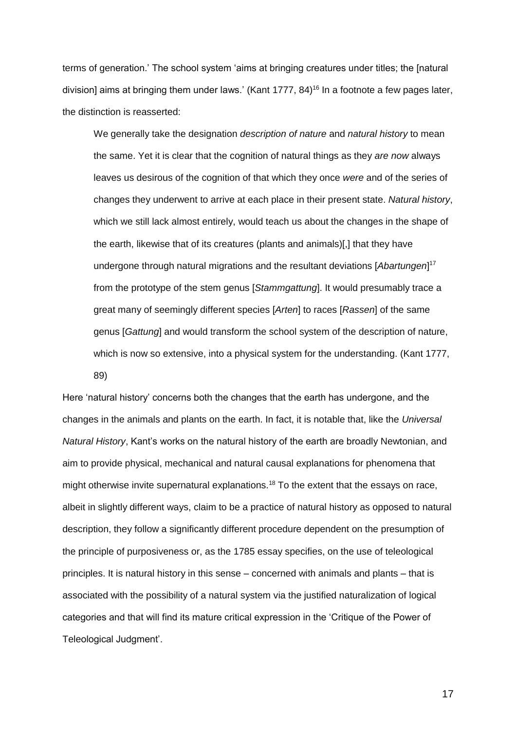terms of generation.' The school system 'aims at bringing creatures under titles; the [natural division] aims at bringing them under laws.' (Kant 1777, 84)[16] In a footnote a few pages later, the distinction is reasserted:

> We generally take the designation *description of nature* and *natural history* to mean the same. Yet it is clear that the cognition of natural things as they *are now* always leaves us desirous of the cognition of that which they once *were* and of the series of changes they underwent to arrive at each place in their present state. *Natural history*, which we still lack almost entirely, would teach us about the changes in the shape of the earth, likewise that of its creatures (plants and animals)[,] that they have undergone through natural migrations and the resultant deviations [*Abartungen*][17] from the prototype of the stem genus [*Stammgattung*]. It would presumably trace a great many of seemingly different species [*Arten*] to races [*Rassen*] of the same genus [*Gattung*] and would transform the school system of the description of nature, which is now so extensive, into a physical system for the understanding. (Kant 1777, 89)

Here 'natural history' concerns both the changes that the earth has undergone, and the changes in the animals and plants on the earth. In fact, it is notable that, like the *Universal Natural History*, Kant's works on the natural history of the earth are broadly Newtonian, and aim to provide physical, mechanical and natural causal explanations for phenomena that might otherwise invite supernatural explanations.[18] To the extent that the essays on race, albeit in slightly different ways, claim to be a practice of natural history as opposed to natural description, they follow a significantly different procedure dependent on the presumption of the principle of purposiveness or, as the 1785 essay specifies, on the use of teleological principles. It is natural history in this sense – concerned with animals and plants – that is associated with the possibility of a natural system via the justified naturalization of logical categories and that will find its mature critical expression in the 'Critique of the Power of Teleological Judgment'.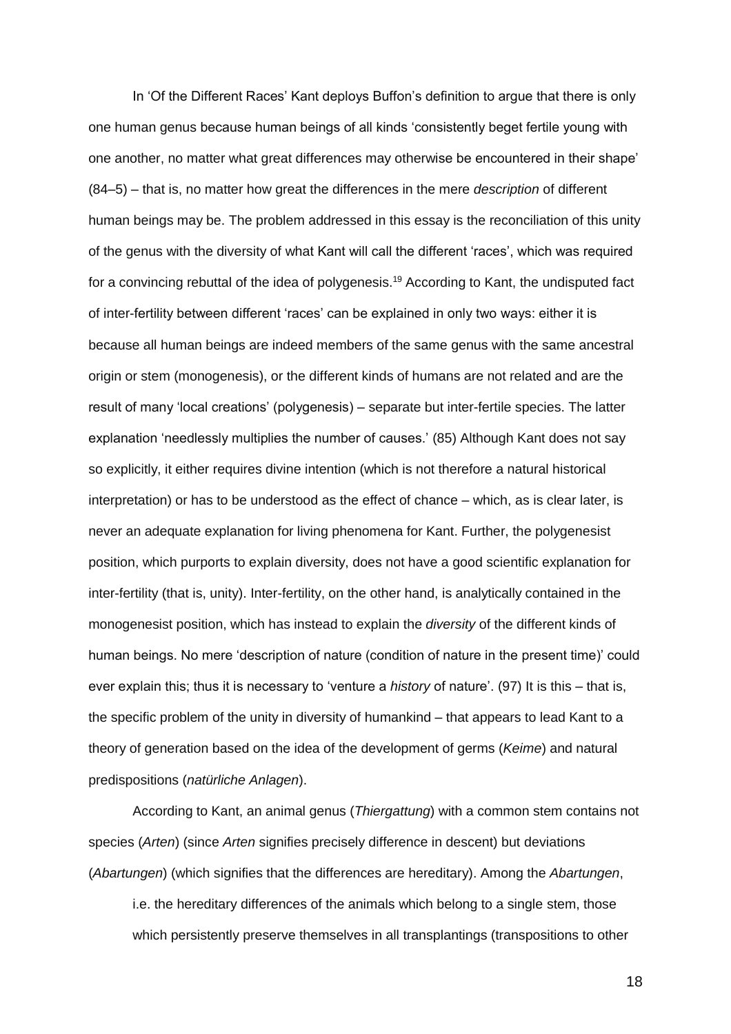In 'Of the Different Races' Kant deploys Buffon's definition to argue that there is only one human genus because human beings of all kinds 'consistently beget fertile young with one another, no matter what great differences may otherwise be encountered in their shape' (84–5) – that is, no matter how great the differences in the mere *description* of different human beings may be. The problem addressed in this essay is the reconciliation of this unity of the genus with the diversity of what Kant will call the different 'races', which was required for a convincing rebuttal of the idea of polygenesis.[19] According to Kant, the undisputed fact of inter-fertility between different 'races' can be explained in only two ways: either it is because all human beings are indeed members of the same genus with the same ancestral origin or stem (monogenesis), or the different kinds of humans are not related and are the result of many 'local creations' (polygenesis) – separate but inter-fertile species. The latter explanation 'needlessly multiplies the number of causes.' (85) Although Kant does not say so explicitly, it either requires divine intention (which is not therefore a natural historical interpretation) or has to be understood as the effect of chance – which, as is clear later, is never an adequate explanation for living phenomena for Kant. Further, the polygenesist position, which purports to explain diversity, does not have a good scientific explanation for inter-fertility (that is, unity). Inter-fertility, on the other hand, is analytically contained in the monogenesist position, which has instead to explain the *diversity* of the different kinds of human beings. No mere 'description of nature (condition of nature in the present time)' could ever explain this; thus it is necessary to 'venture a *history* of nature'. (97) It is this – that is, the specific problem of the unity in diversity of humankind – that appears to lead Kant to a theory of generation based on the idea of the development of germs (*Keime*) and natural predispositions (*natürliche Anlagen*).

According to Kant, an animal genus (*Thiergattung*) with a common stem contains not species (*Arten*) (since *Arten* signifies precisely difference in descent) but deviations (*Abartungen*) (which signifies that the differences are hereditary). Among the *Abartungen*,

> i.e. the hereditary differences of the animals which belong to a single stem, those which persistently preserve themselves in all transplantings (transpositions to other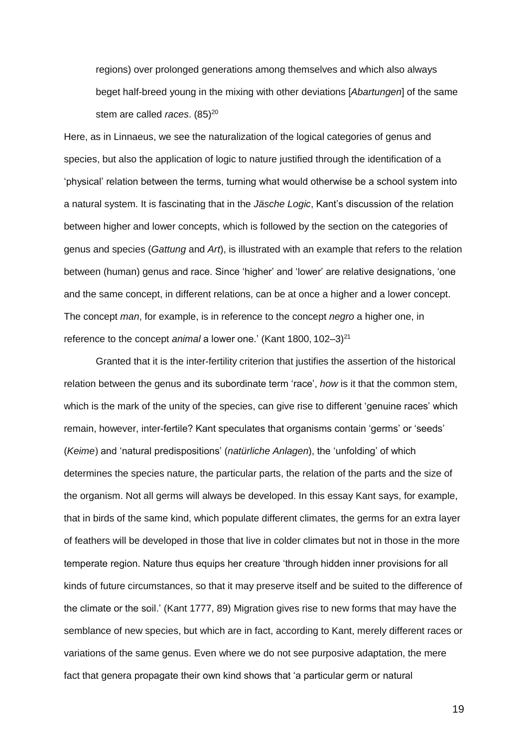> regions) over prolonged generations among themselves and which also always beget half-breed young in the mixing with other deviations [*Abartungen*] of the same stem are called *races*. (85)[20]

Here, as in Linnaeus, we see the naturalization of the logical categories of genus and species, but also the application of logic to nature justified through the identification of a 'physical' relation between the terms, turning what would otherwise be a school system into a natural system. It is fascinating that in the *Jäsche Logic*, Kant's discussion of the relation between higher and lower concepts, which is followed by the section on the categories of genus and species (*Gattung* and *Art*), is illustrated with an example that refers to the relation between (human) genus and race. Since 'higher' and 'lower' are relative designations, 'one and the same concept, in different relations, can be at once a higher and a lower concept. The concept *man*, for example, is in reference to the concept *negro* a higher one, in reference to the concept *animal* a lower one.' (Kant 1800, 102–3)[21]

Granted that it is the inter-fertility criterion that justifies the assertion of the historical relation between the genus and its subordinate term 'race', *how* is it that the common stem, which is the mark of the unity of the species, can give rise to different 'genuine races' which remain, however, inter-fertile? Kant speculates that organisms contain 'germs' or 'seeds' (*Keime*) and 'natural predispositions' (*natürliche Anlagen*), the 'unfolding' of which determines the species nature, the particular parts, the relation of the parts and the size of the organism. Not all germs will always be developed. In this essay Kant says, for example, that in birds of the same kind, which populate different climates, the germs for an extra layer of feathers will be developed in those that live in colder climates but not in those in the more temperate region. Nature thus equips her creature 'through hidden inner provisions for all kinds of future circumstances, so that it may preserve itself and be suited to the difference of the climate or the soil.' (Kant 1777, 89) Migration gives rise to new forms that may have the semblance of new species, but which are in fact, according to Kant, merely different races or variations of the same genus. Even where we do not see purposive adaptation, the mere fact that genera propagate their own kind shows that 'a particular germ or natural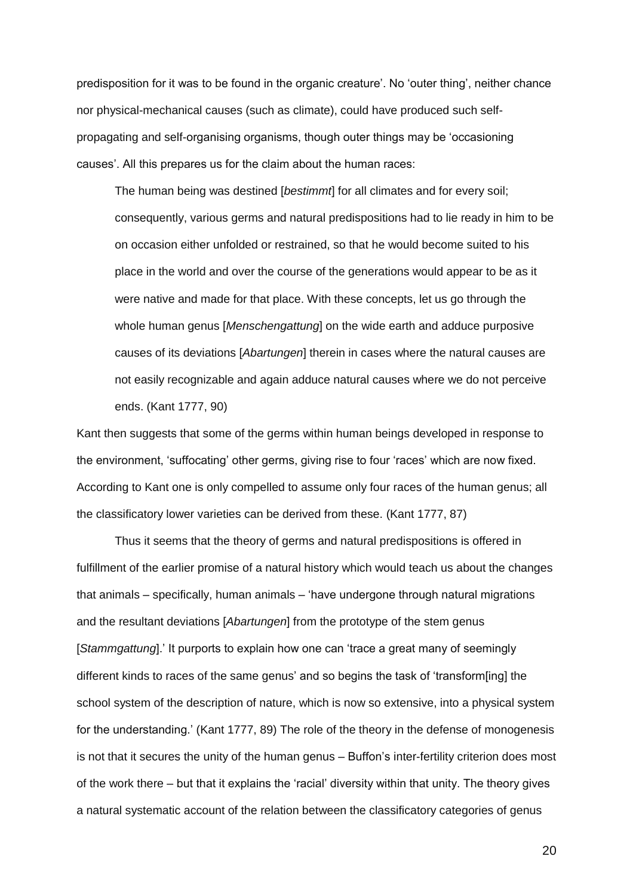predisposition for it was to be found in the organic creature'. No 'outer thing', neither chance nor physical-mechanical causes (such as climate), could have produced such self-propagating and self-organising organisms, though outer things may be 'occasioning causes'. All this prepares us for the claim about the human races:

> The human being was destined [*bestimmt*] for all climates and for every soil; consequently, various germs and natural predispositions had to lie ready in him to be on occasion either unfolded or restrained, so that he would become suited to his place in the world and over the course of the generations would appear to be as it were native and made for that place. With these concepts, let us go through the whole human genus [*Menschengattung*] on the wide earth and adduce purposive causes of its deviations [*Abartungen*] therein in cases where the natural causes are not easily recognizable and again adduce natural causes where we do not perceive ends. (Kant 1777, 90)

Kant then suggests that some of the germs within human beings developed in response to the environment, 'suffocating' other germs, giving rise to four 'races' which are now fixed. According to Kant one is only compelled to assume only four races of the human genus; all the classificatory lower varieties can be derived from these. (Kant 1777, 87)

Thus it seems that the theory of germs and natural predispositions is offered in fulfillment of the earlier promise of a natural history which would teach us about the changes that animals – specifically, human animals – 'have undergone through natural migrations and the resultant deviations [*Abartungen*] from the prototype of the stem genus [*Stammgattung*].' It purports to explain how one can 'trace a great many of seemingly different kinds to races of the same genus' and so begins the task of 'transform[ing] the school system of the description of nature, which is now so extensive, into a physical system for the understanding.' (Kant 1777, 89) The role of the theory in the defense of monogenesis is not that it secures the unity of the human genus – Buffon's inter-fertility criterion does most of the work there – but that it explains the 'racial' diversity within that unity. The theory gives a natural systematic account of the relation between the classificatory categories of genus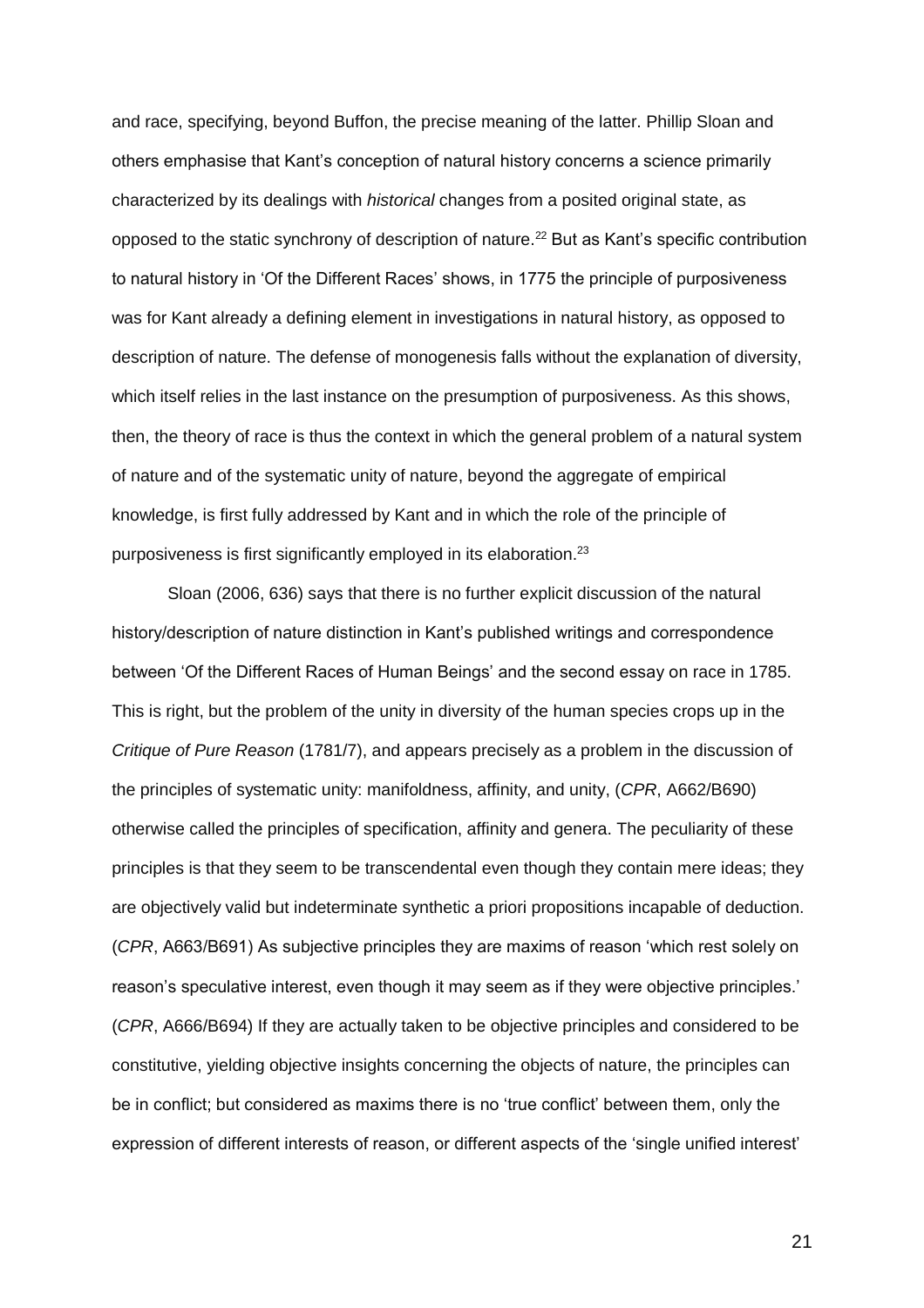and race, specifying, beyond Buffon, the precise meaning of the latter. Phillip Sloan and others emphasise that Kant's conception of natural history concerns a science primarily characterized by its dealings with *historical* changes from a posited original state, as opposed to the static synchrony of description of nature.[22] But as Kant's specific contribution to natural history in 'Of the Different Races' shows, in 1775 the principle of purposiveness was for Kant already a defining element in investigations in natural history, as opposed to description of nature. The defense of monogenesis falls without the explanation of diversity, which itself relies in the last instance on the presumption of purposiveness. As this shows, then, the theory of race is thus the context in which the general problem of a natural system of nature and of the systematic unity of nature, beyond the aggregate of empirical knowledge, is first fully addressed by Kant and in which the role of the principle of purposiveness is first significantly employed in its elaboration.[23]

Sloan (2006, 636) says that there is no further explicit discussion of the natural history/description of nature distinction in Kant's published writings and correspondence between 'Of the Different Races of Human Beings' and the second essay on race in 1785. This is right, but the problem of the unity in diversity of the human species crops up in the *Critique of Pure Reason* (1781/7), and appears precisely as a problem in the discussion of the principles of systematic unity: manifoldness, affinity, and unity, (*CPR*, A662/B690) otherwise called the principles of specification, affinity and genera. The peculiarity of these principles is that they seem to be transcendental even though they contain mere ideas; they are objectively valid but indeterminate synthetic a priori propositions incapable of deduction. (*CPR*, A663/B691) As subjective principles they are maxims of reason 'which rest solely on reason's speculative interest, even though it may seem as if they were objective principles.' (*CPR*, A666/B694) If they are actually taken to be objective principles and considered to be constitutive, yielding objective insights concerning the objects of nature, the principles can be in conflict; but considered as maxims there is no 'true conflict' between them, only the expression of different interests of reason, or different aspects of the 'single unified interest'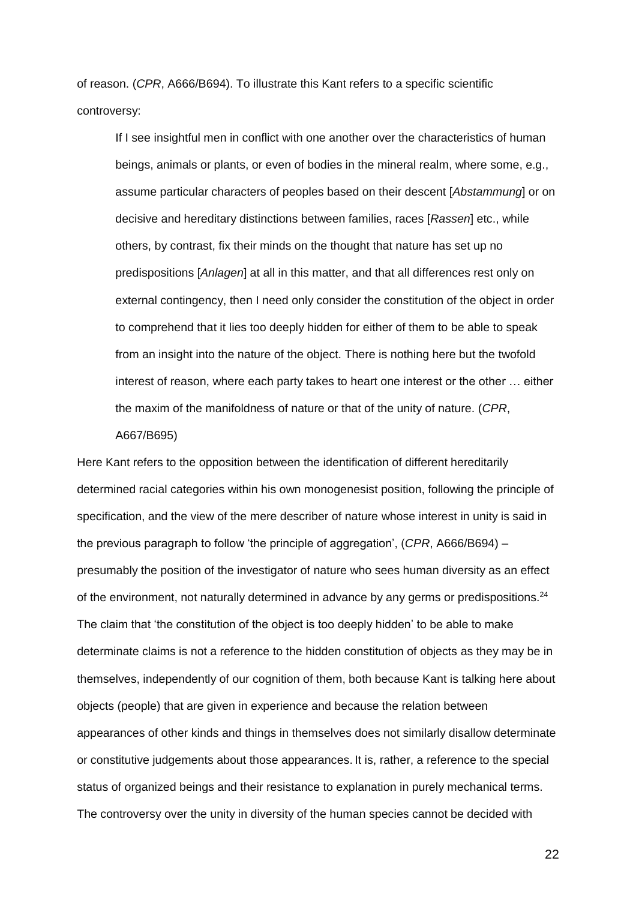of reason. (*CPR*, A666/B694). To illustrate this Kant refers to a specific scientific controversy:

> If I see insightful men in conflict with one another over the characteristics of human beings, animals or plants, or even of bodies in the mineral realm, where some, e.g., assume particular characters of peoples based on their descent [*Abstammung*] or on decisive and hereditary distinctions between families, races [*Rassen*] etc., while others, by contrast, fix their minds on the thought that nature has set up no predispositions [*Anlagen*] at all in this matter, and that all differences rest only on external contingency, then I need only consider the constitution of the object in order to comprehend that it lies too deeply hidden for either of them to be able to speak from an insight into the nature of the object. There is nothing here but the twofold interest of reason, where each party takes to heart one interest or the other … either the maxim of the manifoldness of nature or that of the unity of nature. (*CPR*, A667/B695)

Here Kant refers to the opposition between the identification of different hereditarily determined racial categories within his own monogenesist position, following the principle of specification, and the view of the mere describer of nature whose interest in unity is said in the previous paragraph to follow 'the principle of aggregation', (*CPR*, A666/B694) – presumably the position of the investigator of nature who sees human diversity as an effect of the environment, not naturally determined in advance by any germs or predispositions.[24] The claim that 'the constitution of the object is too deeply hidden' to be able to make determinate claims is not a reference to the hidden constitution of objects as they may be in themselves, independently of our cognition of them, both because Kant is talking here about objects (people) that are given in experience and because the relation between appearances of other kinds and things in themselves does not similarly disallow determinate or constitutive judgements about those appearances. It is, rather, a reference to the special status of organized beings and their resistance to explanation in purely mechanical terms. The controversy over the unity in diversity of the human species cannot be decided with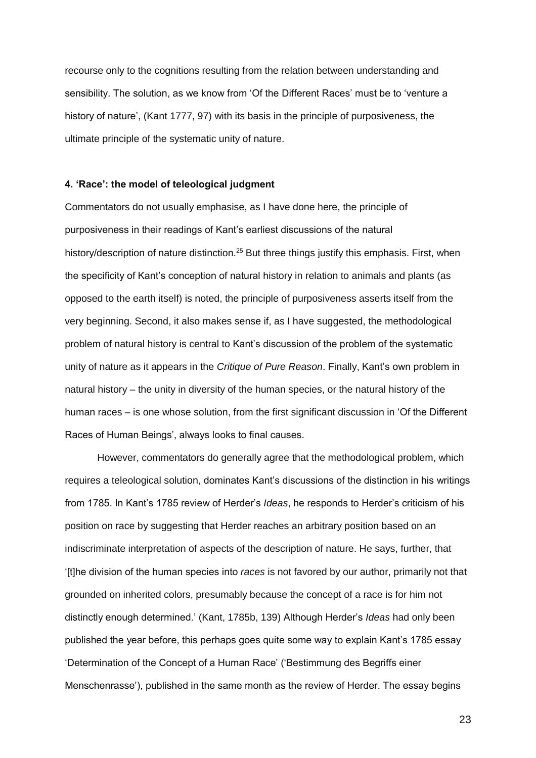recourse only to the cognitions resulting from the relation between understanding and sensibility. The solution, as we know from 'Of the Different Races' must be to 'venture a history of nature', (Kant 1777, 97) with its basis in the principle of purposiveness, the ultimate principle of the systematic unity of nature.

### 4. 'Race': the model of teleological judgment

Commentators do not usually emphasise, as I have done here, the principle of purposiveness in their readings of Kant's earliest discussions of the natural history/description of nature distinction.[25] But three things justify this emphasis. First, when the specificity of Kant's conception of natural history in relation to animals and plants (as opposed to the earth itself) is noted, the principle of purposiveness asserts itself from the very beginning. Second, it also makes sense if, as I have suggested, the methodological problem of natural history is central to Kant's discussion of the problem of the systematic unity of nature as it appears in the *Critique of Pure Reason*. Finally, Kant's own problem in natural history – the unity in diversity of the human species, or the natural history of the human races – is one whose solution, from the first significant discussion in 'Of the Different Races of Human Beings', always looks to final causes.

However, commentators do generally agree that the methodological problem, which requires a teleological solution, dominates Kant's discussions of the distinction in his writings from 1785. In Kant's 1785 review of Herder's *Ideas*, he responds to Herder's criticism of his position on race by suggesting that Herder reaches an arbitrary position based on an indiscriminate interpretation of aspects of the description of nature. He says, further, that '[t]he division of the human species into *races* is not favored by our author, primarily not that grounded on inherited colors, presumably because the concept of a race is for him not distinctly enough determined.' (Kant, 1785b, 139) Although Herder's *Ideas* had only been published the year before, this perhaps goes quite some way to explain Kant's 1785 essay 'Determination of the Concept of a Human Race' ('Bestimmung des Begriffs einer Menschenrasse'), published in the same month as the review of Herder. The essay begins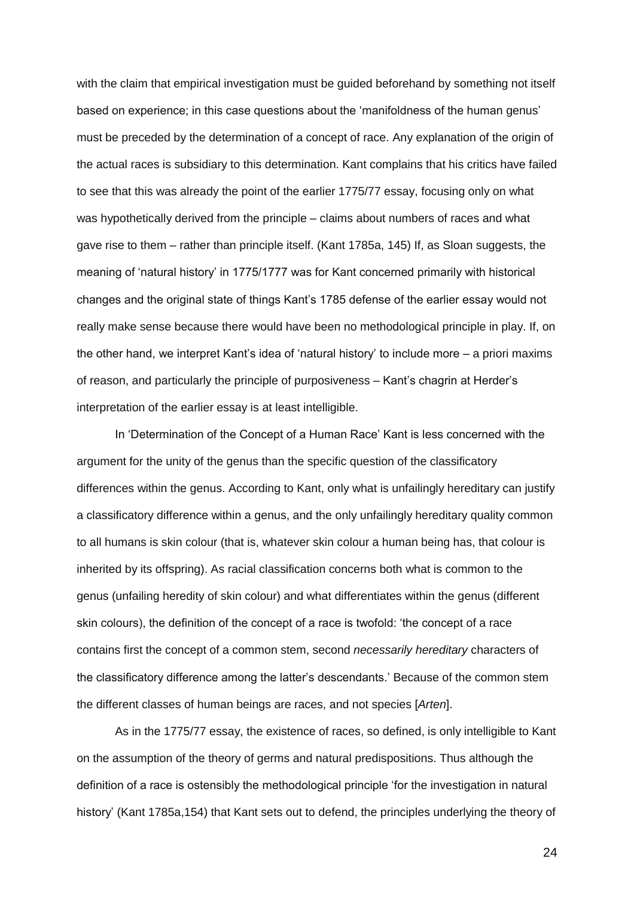with the claim that empirical investigation must be guided beforehand by something not itself based on experience; in this case questions about the 'manifoldness of the human genus' must be preceded by the determination of a concept of race. Any explanation of the origin of the actual races is subsidiary to this determination. Kant complains that his critics have failed to see that this was already the point of the earlier 1775/77 essay, focusing only on what was hypothetically derived from the principle – claims about numbers of races and what gave rise to them – rather than principle itself. (Kant 1785a, 145) If, as Sloan suggests, the meaning of 'natural history' in 1775/1777 was for Kant concerned primarily with historical changes and the original state of things Kant's 1785 defense of the earlier essay would not really make sense because there would have been no methodological principle in play. If, on the other hand, we interpret Kant's idea of 'natural history' to include more – a priori maxims of reason, and particularly the principle of purposiveness – Kant's chagrin at Herder's interpretation of the earlier essay is at least intelligible.

In 'Determination of the Concept of a Human Race' Kant is less concerned with the argument for the unity of the genus than the specific question of the classificatory differences within the genus. According to Kant, only what is unfailingly hereditary can justify a classificatory difference within a genus, and the only unfailingly hereditary quality common to all humans is skin colour (that is, whatever skin colour a human being has, that colour is inherited by its offspring). As racial classification concerns both what is common to the genus (unfailing heredity of skin colour) and what differentiates within the genus (different skin colours), the definition of the concept of a race is twofold: 'the concept of a race contains first the concept of a common stem, second *necessarily hereditary* characters of the classificatory difference among the latter's descendants.' Because of the common stem the different classes of human beings are races, and not species [*Arten*].

As in the 1775/77 essay, the existence of races, so defined, is only intelligible to Kant on the assumption of the theory of germs and natural predispositions. Thus although the definition of a race is ostensibly the methodological principle 'for the investigation in natural history' (Kant 1785a,154) that Kant sets out to defend, the principles underlying the theory of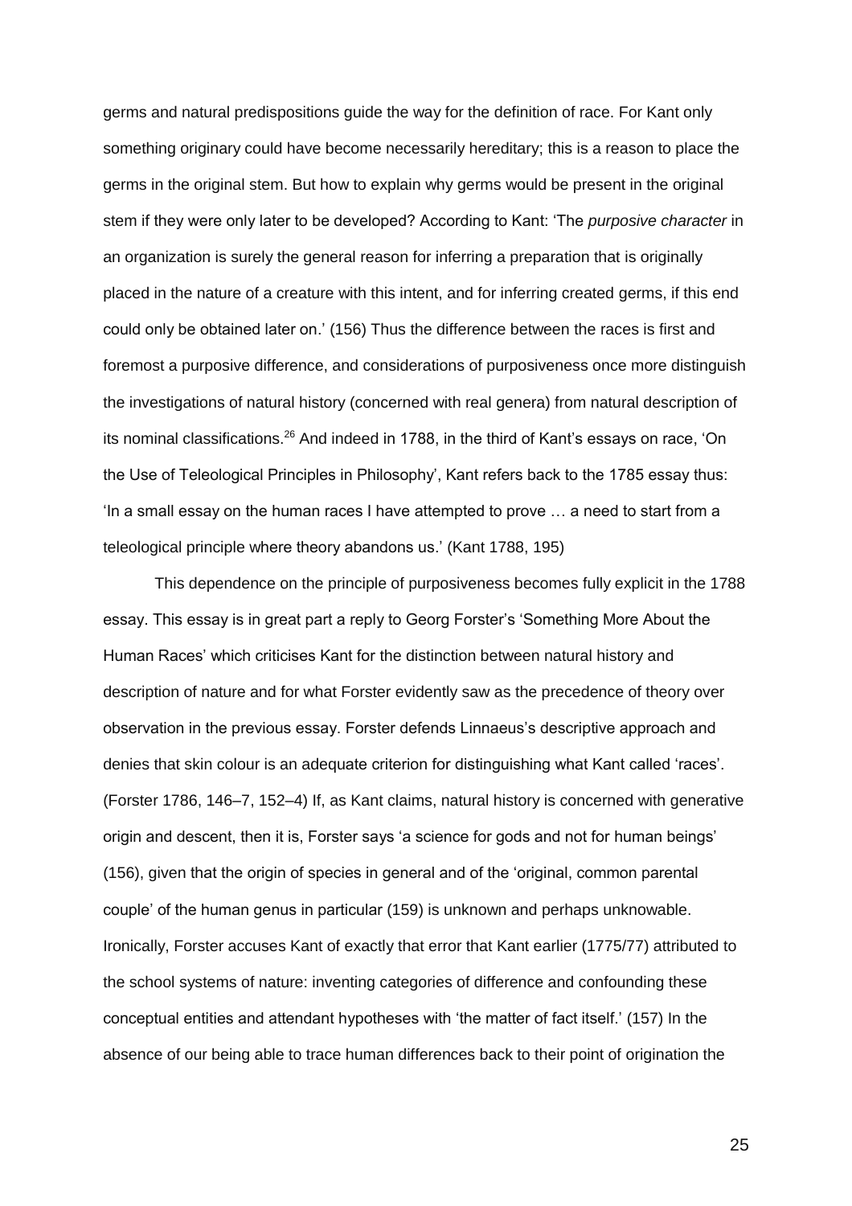germs and natural predispositions guide the way for the definition of race. For Kant only something originary could have become necessarily hereditary; this is a reason to place the germs in the original stem. But how to explain why germs would be present in the original stem if they were only later to be developed? According to Kant: 'The *purposive character* in an organization is surely the general reason for inferring a preparation that is originally placed in the nature of a creature with this intent, and for inferring created germs, if this end could only be obtained later on.' (156) Thus the difference between the races is first and foremost a purposive difference, and considerations of purposiveness once more distinguish the investigations of natural history (concerned with real genera) from natural description of its nominal classifications.[26] And indeed in 1788, in the third of Kant's essays on race, 'On the Use of Teleological Principles in Philosophy', Kant refers back to the 1785 essay thus: 'In a small essay on the human races I have attempted to prove … a need to start from a teleological principle where theory abandons us.' (Kant 1788, 195)

This dependence on the principle of purposiveness becomes fully explicit in the 1788 essay. This essay is in great part a reply to Georg Forster's 'Something More About the Human Races' which criticises Kant for the distinction between natural history and description of nature and for what Forster evidently saw as the precedence of theory over observation in the previous essay. Forster defends Linnaeus's descriptive approach and denies that skin colour is an adequate criterion for distinguishing what Kant called 'races'. (Forster 1786, 146–7, 152–4) If, as Kant claims, natural history is concerned with generative origin and descent, then it is, Forster says 'a science for gods and not for human beings' (156), given that the origin of species in general and of the 'original, common parental couple' of the human genus in particular (159) is unknown and perhaps unknowable. Ironically, Forster accuses Kant of exactly that error that Kant earlier (1775/77) attributed to the school systems of nature: inventing categories of difference and confounding these conceptual entities and attendant hypotheses with 'the matter of fact itself.' (157) In the absence of our being able to trace human differences back to their point of origination the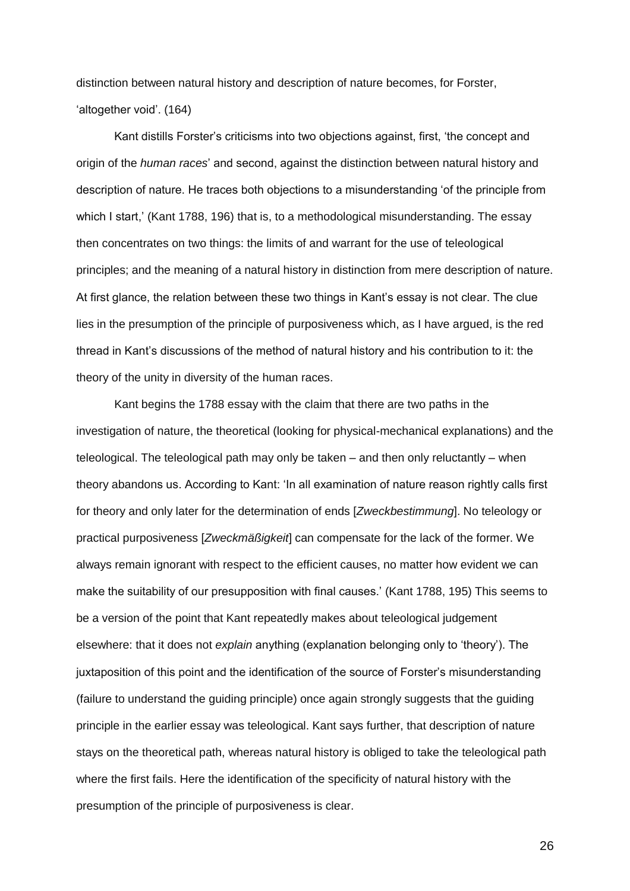distinction between natural history and description of nature becomes, for Forster, 'altogether void'. (164)

Kant distills Forster's criticisms into two objections against, first, 'the concept and origin of the *human races*' and second, against the distinction between natural history and description of nature. He traces both objections to a misunderstanding 'of the principle from which I start,' (Kant 1788, 196) that is, to a methodological misunderstanding. The essay then concentrates on two things: the limits of and warrant for the use of teleological principles; and the meaning of a natural history in distinction from mere description of nature. At first glance, the relation between these two things in Kant's essay is not clear. The clue lies in the presumption of the principle of purposiveness which, as I have argued, is the red thread in Kant's discussions of the method of natural history and his contribution to it: the theory of the unity in diversity of the human races.

Kant begins the 1788 essay with the claim that there are two paths in the investigation of nature, the theoretical (looking for physical-mechanical explanations) and the teleological. The teleological path may only be taken – and then only reluctantly – when theory abandons us. According to Kant: 'In all examination of nature reason rightly calls first for theory and only later for the determination of ends [*Zweckbestimmung*]. No teleology or practical purposiveness [*Zweckmäßigkeit*] can compensate for the lack of the former. We always remain ignorant with respect to the efficient causes, no matter how evident we can make the suitability of our presupposition with final causes.' (Kant 1788, 195) This seems to be a version of the point that Kant repeatedly makes about teleological judgement elsewhere: that it does not *explain* anything (explanation belonging only to 'theory'). The juxtaposition of this point and the identification of the source of Forster's misunderstanding (failure to understand the guiding principle) once again strongly suggests that the guiding principle in the earlier essay was teleological. Kant says further, that description of nature stays on the theoretical path, whereas natural history is obliged to take the teleological path where the first fails. Here the identification of the specificity of natural history with the presumption of the principle of purposiveness is clear.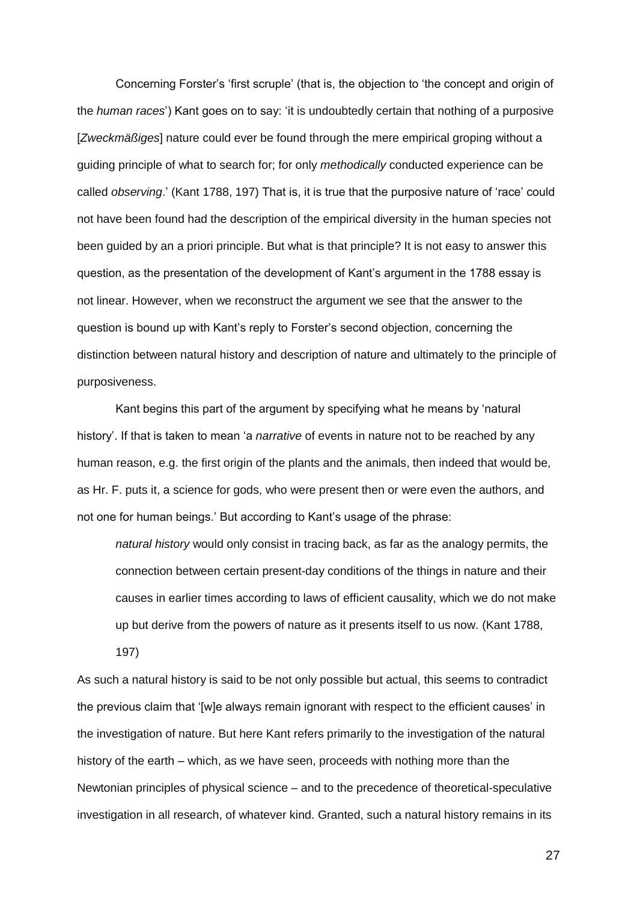Concerning Forster's 'first scruple' (that is, the objection to 'the concept and origin of the *human races*') Kant goes on to say: 'it is undoubtedly certain that nothing of a purposive [*Zweckmäßiges*] nature could ever be found through the mere empirical groping without a guiding principle of what to search for; for only *methodically* conducted experience can be called *observing*.' (Kant 1788, 197) That is, it is true that the purposive nature of 'race' could not have been found had the description of the empirical diversity in the human species not been guided by an a priori principle. But what is that principle? It is not easy to answer this question, as the presentation of the development of Kant's argument in the 1788 essay is not linear. However, when we reconstruct the argument we see that the answer to the question is bound up with Kant's reply to Forster's second objection, concerning the distinction between natural history and description of nature and ultimately to the principle of purposiveness.

Kant begins this part of the argument by specifying what he means by 'natural history'. If that is taken to mean 'a *narrative* of events in nature not to be reached by any human reason, e.g. the first origin of the plants and the animals, then indeed that would be, as Hr. F. puts it, a science for gods, who were present then or were even the authors, and not one for human beings.' But according to Kant's usage of the phrase:

> *natural history* would only consist in tracing back, as far as the analogy permits, the connection between certain present-day conditions of the things in nature and their causes in earlier times according to laws of efficient causality, which we do not make up but derive from the powers of nature as it presents itself to us now. (Kant 1788, 197)

As such a natural history is said to be not only possible but actual, this seems to contradict the previous claim that '[w]e always remain ignorant with respect to the efficient causes' in the investigation of nature. But here Kant refers primarily to the investigation of the natural history of the earth – which, as we have seen, proceeds with nothing more than the Newtonian principles of physical science – and to the precedence of theoretical-speculative investigation in all research, of whatever kind. Granted, such a natural history remains in its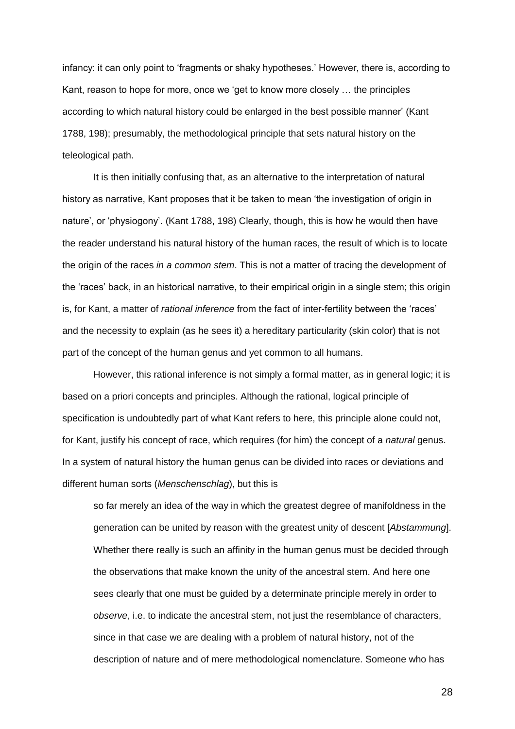infancy: it can only point to 'fragments or shaky hypotheses.' However, there is, according to Kant, reason to hope for more, once we 'get to know more closely … the principles according to which natural history could be enlarged in the best possible manner' (Kant 1788, 198); presumably, the methodological principle that sets natural history on the teleological path.

It is then initially confusing that, as an alternative to the interpretation of natural history as narrative, Kant proposes that it be taken to mean 'the investigation of origin in nature', or 'physiogony'. (Kant 1788, 198) Clearly, though, this is how he would then have the reader understand his natural history of the human races, the result of which is to locate the origin of the races *in a common stem*. This is not a matter of tracing the development of the 'races' back, in an historical narrative, to their empirical origin in a single stem; this origin is, for Kant, a matter of *rational inference* from the fact of inter-fertility between the 'races' and the necessity to explain (as he sees it) a hereditary particularity (skin color) that is not part of the concept of the human genus and yet common to all humans.

However, this rational inference is not simply a formal matter, as in general logic; it is based on a priori concepts and principles. Although the rational, logical principle of specification is undoubtedly part of what Kant refers to here, this principle alone could not, for Kant, justify his concept of race, which requires (for him) the concept of a *natural* genus. In a system of natural history the human genus can be divided into races or deviations and different human sorts (*Menschenschlag*), but this is

> so far merely an idea of the way in which the greatest degree of manifoldness in the generation can be united by reason with the greatest unity of descent [*Abstammung*]. Whether there really is such an affinity in the human genus must be decided through the observations that make known the unity of the ancestral stem. And here one sees clearly that one must be guided by a determinate principle merely in order to *observe*, i.e. to indicate the ancestral stem, not just the resemblance of characters, since in that case we are dealing with a problem of natural history, not of the description of nature and of mere methodological nomenclature. Someone who has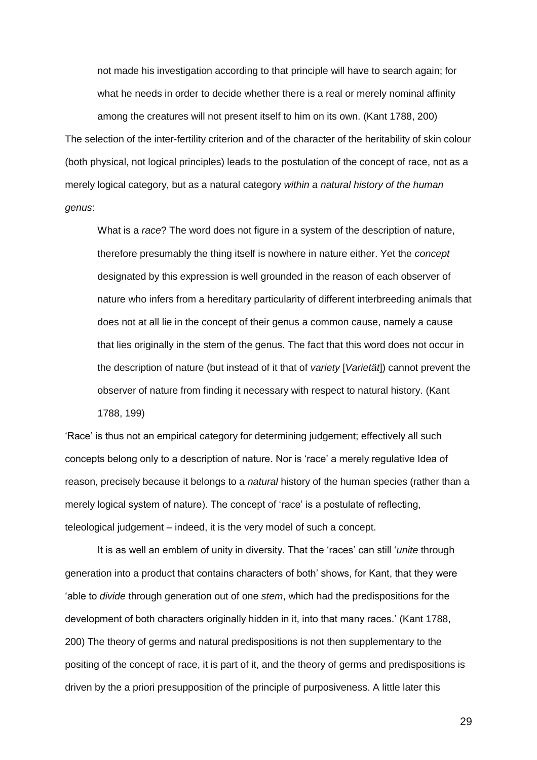> not made his investigation according to that principle will have to search again; for what he needs in order to decide whether there is a real or merely nominal affinity among the creatures will not present itself to him on its own. (Kant 1788, 200)

The selection of the inter-fertility criterion and of the character of the heritability of skin colour (both physical, not logical principles) leads to the postulation of the concept of race, not as a merely logical category, but as a natural category *within a natural history of the human genus*:

> What is a *race*? The word does not figure in a system of the description of nature, therefore presumably the thing itself is nowhere in nature either. Yet the *concept* designated by this expression is well grounded in the reason of each observer of nature who infers from a hereditary particularity of different interbreeding animals that does not at all lie in the concept of their genus a common cause, namely a cause that lies originally in the stem of the genus. The fact that this word does not occur in the description of nature (but instead of it that of *variety* [*Varietät*]) cannot prevent the observer of nature from finding it necessary with respect to natural history. (Kant 1788, 199)

'Race' is thus not an empirical category for determining judgement; effectively all such concepts belong only to a description of nature. Nor is 'race' a merely regulative Idea of reason, precisely because it belongs to a *natural* history of the human species (rather than a merely logical system of nature). The concept of 'race' is a postulate of reflecting, teleological judgement – indeed, it is the very model of such a concept.

It is as well an emblem of unity in diversity. That the 'races' can still '*unite* through generation into a product that contains characters of both' shows, for Kant, that they were 'able to *divide* through generation out of one *stem*, which had the predispositions for the development of both characters originally hidden in it, into that many races.' (Kant 1788, 200) The theory of germs and natural predispositions is not then supplementary to the positing of the concept of race, it is part of it, and the theory of germs and predispositions is driven by the a priori presupposition of the principle of purposiveness. A little later this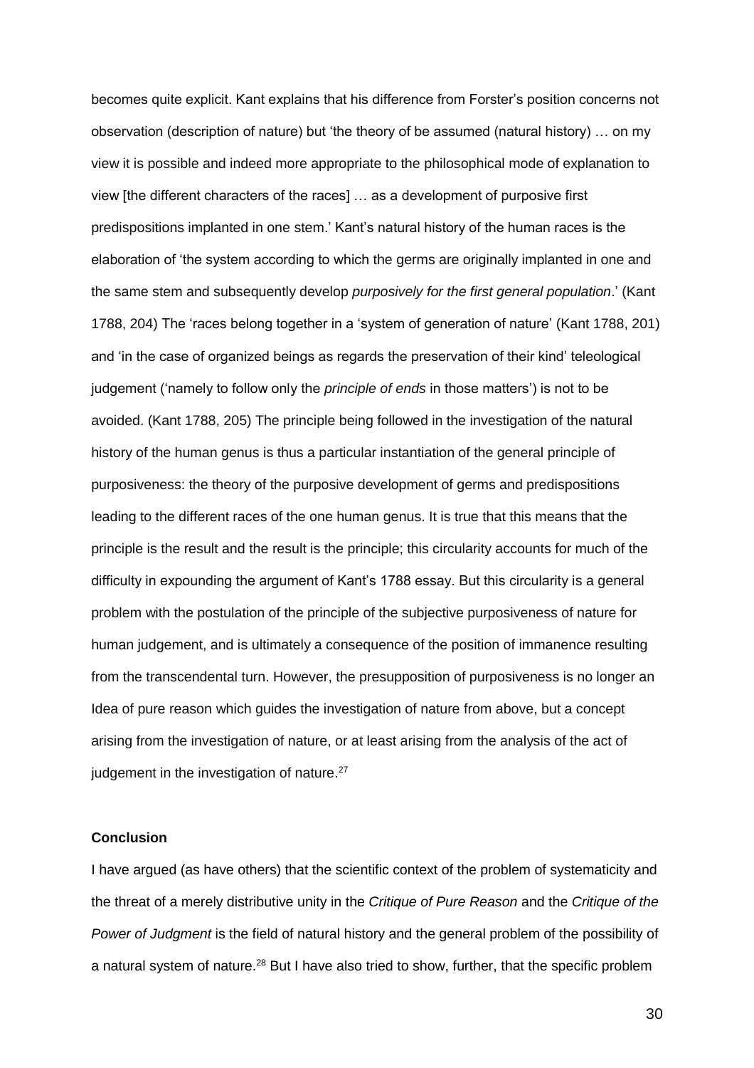becomes quite explicit. Kant explains that his difference from Forster's position concerns not observation (description of nature) but 'the theory of be assumed (natural history) … on my view it is possible and indeed more appropriate to the philosophical mode of explanation to view [the different characters of the races] … as a development of purposive first predispositions implanted in one stem.' Kant's natural history of the human races is the elaboration of 'the system according to which the germs are originally implanted in one and the same stem and subsequently develop *purposively for the first general population*.' (Kant 1788, 204) The 'races belong together in a 'system of generation of nature' (Kant 1788, 201) and 'in the case of organized beings as regards the preservation of their kind' teleological judgement ('namely to follow only the *principle of ends* in those matters') is not to be avoided. (Kant 1788, 205) The principle being followed in the investigation of the natural history of the human genus is thus a particular instantiation of the general principle of purposiveness: the theory of the purposive development of germs and predispositions leading to the different races of the one human genus. It is true that this means that the principle is the result and the result is the principle; this circularity accounts for much of the difficulty in expounding the argument of Kant's 1788 essay. But this circularity is a general problem with the postulation of the principle of the subjective purposiveness of nature for human judgement, and is ultimately a consequence of the position of immanence resulting from the transcendental turn. However, the presupposition of purposiveness is no longer an Idea of pure reason which guides the investigation of nature from above, but a concept arising from the investigation of nature, or at least arising from the analysis of the act of judgement in the investigation of nature.[27]

## Conclusion

I have argued (as have others) that the scientific context of the problem of systematicity and the threat of a merely distributive unity in the *Critique of Pure Reason* and the *Critique of the Power of Judgment* is the field of natural history and the general problem of the possibility of a natural system of nature.[28] But I have also tried to show, further, that the specific problem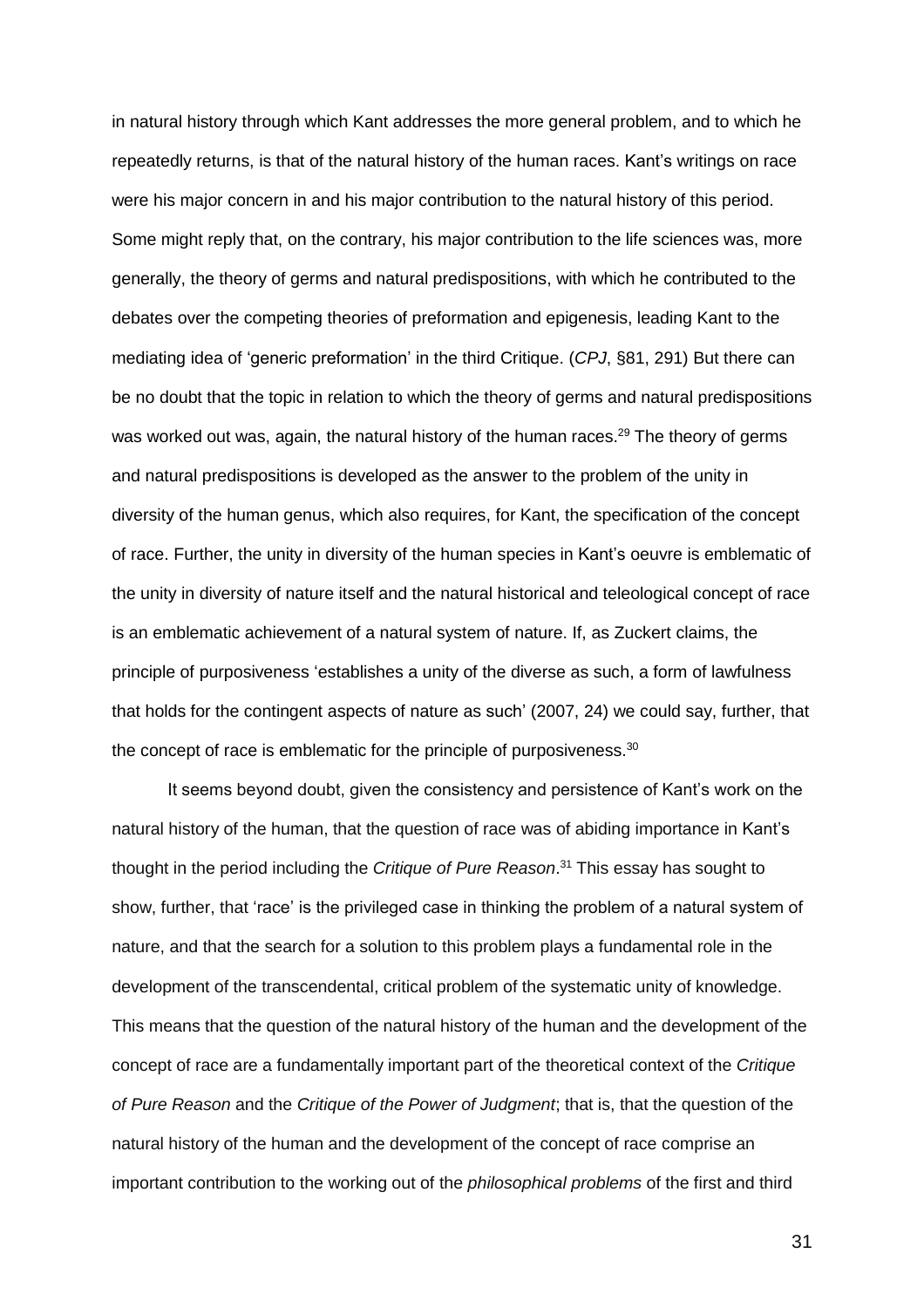in natural history through which Kant addresses the more general problem, and to which he repeatedly returns, is that of the natural history of the human races. Kant's writings on race were his major concern in and his major contribution to the natural history of this period. Some might reply that, on the contrary, his major contribution to the life sciences was, more generally, the theory of germs and natural predispositions, with which he contributed to the debates over the competing theories of preformation and epigenesis, leading Kant to the mediating idea of 'generic preformation' in the third Critique. (*CPJ*, §81, 291) But there can be no doubt that the topic in relation to which the theory of germs and natural predispositions was worked out was, again, the natural history of the human races.[29] The theory of germs and natural predispositions is developed as the answer to the problem of the unity in diversity of the human genus, which also requires, for Kant, the specification of the concept of race. Further, the unity in diversity of the human species in Kant's oeuvre is emblematic of the unity in diversity of nature itself and the natural historical and teleological concept of race is an emblematic achievement of a natural system of nature. If, as Zuckert claims, the principle of purposiveness 'establishes a unity of the diverse as such, a form of lawfulness that holds for the contingent aspects of nature as such' (2007, 24) we could say, further, that the concept of race is emblematic for the principle of purposiveness.[30]

It seems beyond doubt, given the consistency and persistence of Kant's work on the natural history of the human, that the question of race was of abiding importance in Kant's thought in the period including the *Critique of Pure Reason*.[31] This essay has sought to show, further, that 'race' is the privileged case in thinking the problem of a natural system of nature, and that the search for a solution to this problem plays a fundamental role in the development of the transcendental, critical problem of the systematic unity of knowledge. This means that the question of the natural history of the human and the development of the concept of race are a fundamentally important part of the theoretical context of the *Critique of Pure Reason* and the *Critique of the Power of Judgment*; that is, that the question of the natural history of the human and the development of the concept of race comprise an important contribution to the working out of the *philosophical problems* of the first and third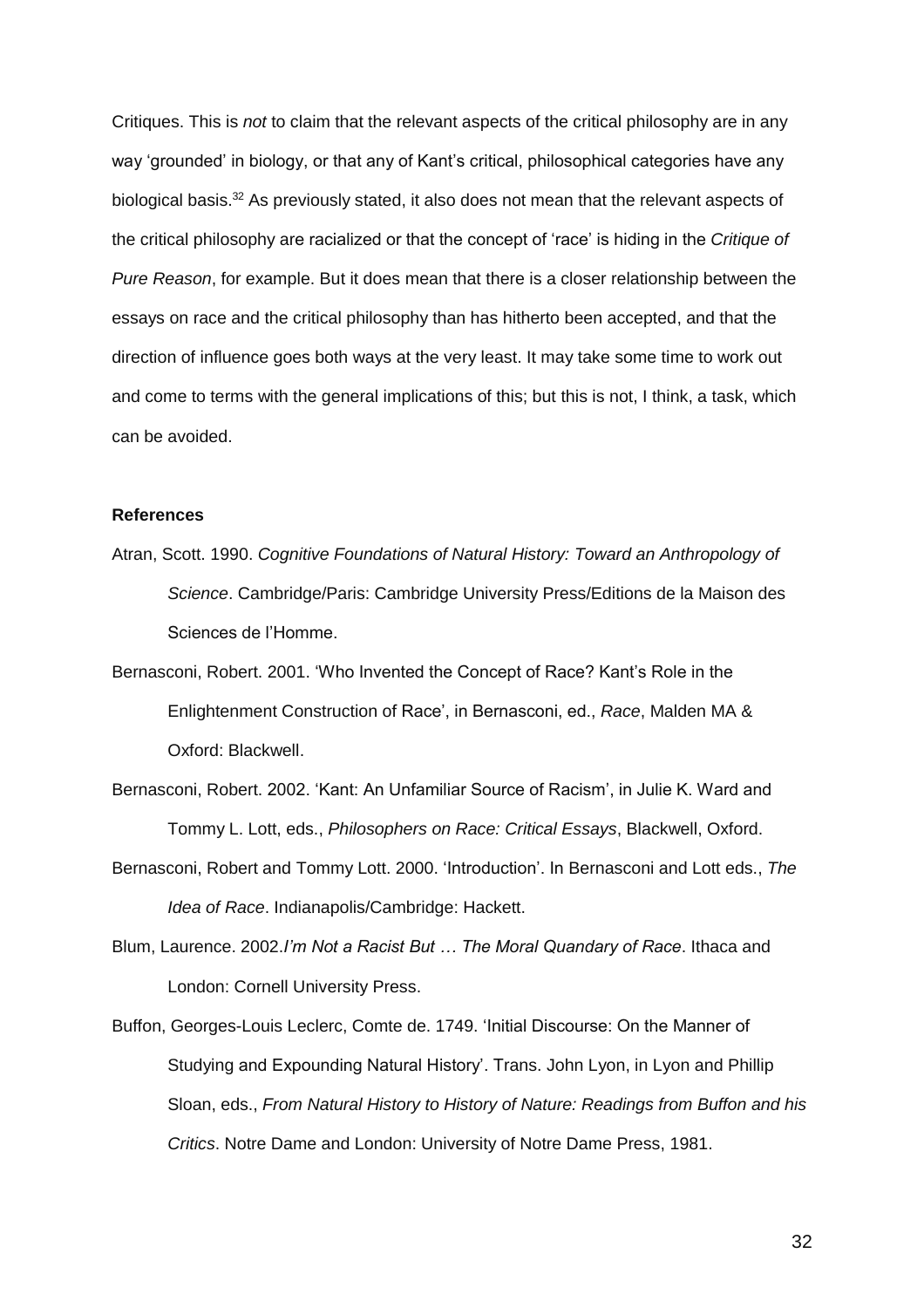Critiques. This is *not* to claim that the relevant aspects of the critical philosophy are in any way 'grounded' in biology, or that any of Kant's critical, philosophical categories have any biological basis.[32] As previously stated, it also does not mean that the relevant aspects of the critical philosophy are racialized or that the concept of 'race' is hiding in the *Critique of Pure Reason*, for example. But it does mean that there is a closer relationship between the essays on race and the critical philosophy than has hitherto been accepted, and that the direction of influence goes both ways at the very least. It may take some time to work out and come to terms with the general implications of this; but this is not, I think, a task, which can be avoided.

**References**

Atran, Scott. 1990. *Cognitive Foundations of Natural History: Toward an Anthropology of Science*. Cambridge/Paris: Cambridge University Press/Editions de la Maison des Sciences de l'Homme.

Bernasconi, Robert. 2001. 'Who Invented the Concept of Race? Kant's Role in the Enlightenment Construction of Race', in Bernasconi, ed., *Race*, Malden MA & Oxford: Blackwell.

Bernasconi, Robert. 2002. 'Kant: An Unfamiliar Source of Racism', in Julie K. Ward and Tommy L. Lott, eds., *Philosophers on Race: Critical Essays*, Blackwell, Oxford.

Bernasconi, Robert and Tommy Lott. 2000. 'Introduction'. In Bernasconi and Lott eds., *The Idea of Race*. Indianapolis/Cambridge: Hackett.

Blum, Laurence. 2002.*I'm Not a Racist But … The Moral Quandary of Race*. Ithaca and London: Cornell University Press.

Buffon, Georges-Louis Leclerc, Comte de. 1749. 'Initial Discourse: On the Manner of Studying and Expounding Natural History'. Trans. John Lyon, in Lyon and Phillip Sloan, eds., *From Natural History to History of Nature: Readings from Buffon and his Critics*. Notre Dame and London: University of Notre Dame Press, 1981.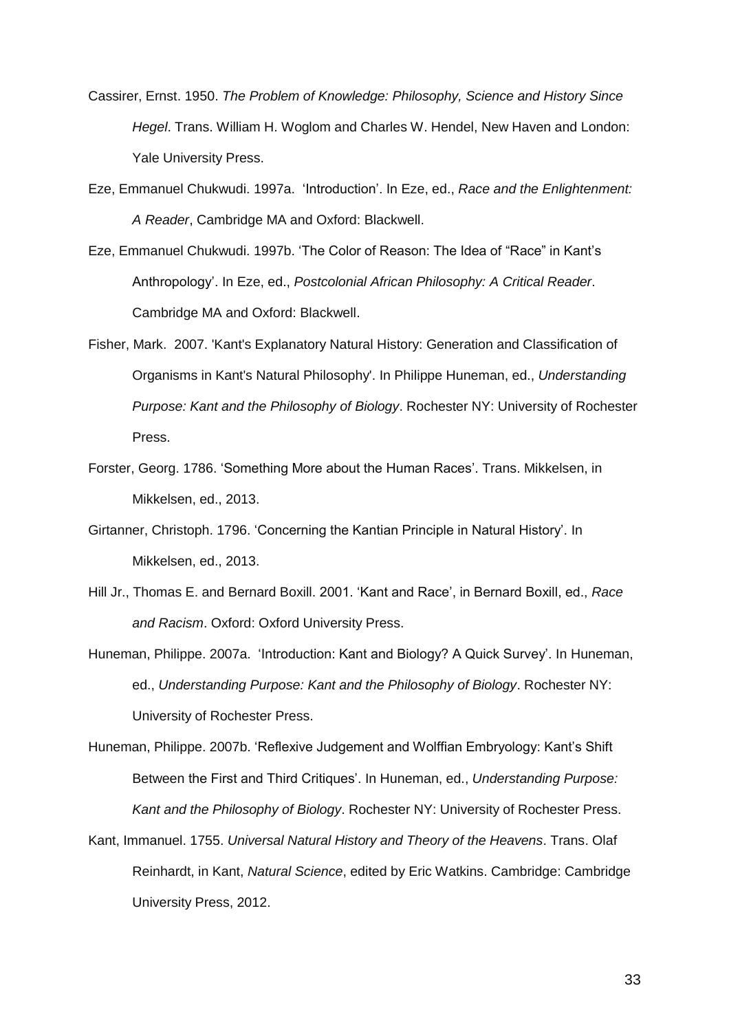Cassirer, Ernst. 1950. *The Problem of Knowledge: Philosophy, Science and History Since Hegel*. Trans. William H. Woglom and Charles W. Hendel, New Haven and London: Yale University Press.

Eze, Emmanuel Chukwudi. 1997a. 'Introduction'. In Eze, ed., *Race and the Enlightenment: A Reader*, Cambridge MA and Oxford: Blackwell.

Eze, Emmanuel Chukwudi. 1997b. 'The Color of Reason: The Idea of "Race" in Kant's Anthropology'. In Eze, ed., *Postcolonial African Philosophy: A Critical Reader*. Cambridge MA and Oxford: Blackwell.

Fisher, Mark. 2007. 'Kant's Explanatory Natural History: Generation and Classification of Organisms in Kant's Natural Philosophy'. In Philippe Huneman, ed., *Understanding Purpose: Kant and the Philosophy of Biology*. Rochester NY: University of Rochester Press.

Forster, Georg. 1786. 'Something More about the Human Races'. Trans. Mikkelsen, in Mikkelsen, ed., 2013.

Girtanner, Christoph. 1796. 'Concerning the Kantian Principle in Natural History'. In Mikkelsen, ed., 2013.

Hill Jr., Thomas E. and Bernard Boxill. 2001. 'Kant and Race', in Bernard Boxill, ed., *Race and Racism*. Oxford: Oxford University Press.

Huneman, Philippe. 2007a. 'Introduction: Kant and Biology? A Quick Survey'. In Huneman, ed., *Understanding Purpose: Kant and the Philosophy of Biology*. Rochester NY: University of Rochester Press.

Huneman, Philippe. 2007b. 'Reflexive Judgement and Wolffian Embryology: Kant's Shift Between the First and Third Critiques'. In Huneman, ed., *Understanding Purpose: Kant and the Philosophy of Biology*. Rochester NY: University of Rochester Press.

Kant, Immanuel. 1755. *Universal Natural History and Theory of the Heavens*. Trans. Olaf Reinhardt, in Kant, *Natural Science*, edited by Eric Watkins. Cambridge: Cambridge University Press, 2012.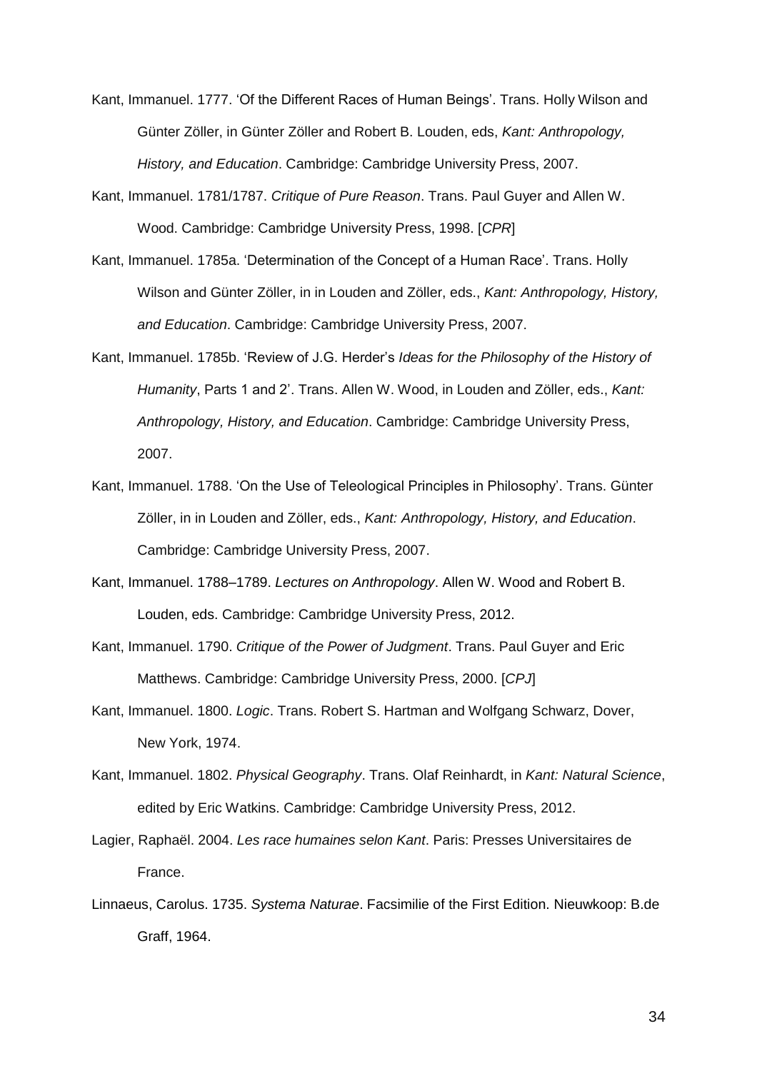Kant, Immanuel. 1777. 'Of the Different Races of Human Beings'. Trans. Holly Wilson and Günter Zöller, in Günter Zöller and Robert B. Louden, eds, *Kant: Anthropology, History, and Education*. Cambridge: Cambridge University Press, 2007.

Kant, Immanuel. 1781/1787. *Critique of Pure Reason*. Trans. Paul Guyer and Allen W. Wood. Cambridge: Cambridge University Press, 1998. [*CPR*]

Kant, Immanuel. 1785a. 'Determination of the Concept of a Human Race'. Trans. Holly Wilson and Günter Zöller, in in Louden and Zöller, eds., *Kant: Anthropology, History, and Education*. Cambridge: Cambridge University Press, 2007.

Kant, Immanuel. 1785b. 'Review of J.G. Herder's *Ideas for the Philosophy of the History of Humanity*, Parts 1 and 2'. Trans. Allen W. Wood, in Louden and Zöller, eds., *Kant: Anthropology, History, and Education*. Cambridge: Cambridge University Press, 2007.

Kant, Immanuel. 1788. 'On the Use of Teleological Principles in Philosophy'. Trans. Günter Zöller, in in Louden and Zöller, eds., *Kant: Anthropology, History, and Education*. Cambridge: Cambridge University Press, 2007.

Kant, Immanuel. 1788–1789. *Lectures on Anthropology*. Allen W. Wood and Robert B. Louden, eds. Cambridge: Cambridge University Press, 2012.

Kant, Immanuel. 1790. *Critique of the Power of Judgment*. Trans. Paul Guyer and Eric Matthews. Cambridge: Cambridge University Press, 2000. [*CPJ*]

Kant, Immanuel. 1800. *Logic*. Trans. Robert S. Hartman and Wolfgang Schwarz, Dover, New York, 1974.

Kant, Immanuel. 1802. *Physical Geography*. Trans. Olaf Reinhardt, in *Kant: Natural Science*, edited by Eric Watkins. Cambridge: Cambridge University Press, 2012.

Lagier, Raphaël. 2004. *Les race humaines selon Kant*. Paris: Presses Universitaires de France.

Linnaeus, Carolus. 1735. *Systema Naturae*. Facsimilie of the First Edition. Nieuwkoop: B.de Graff, 1964.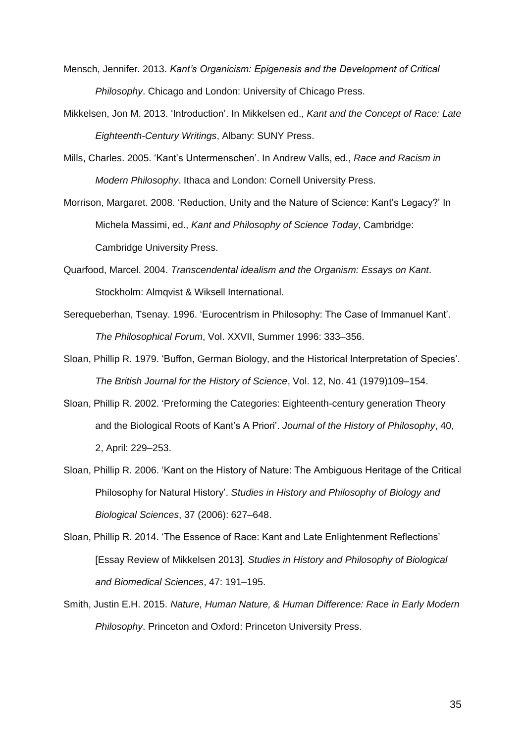Mensch, Jennifer. 2013. *Kant's Organicism: Epigenesis and the Development of Critical Philosophy*. Chicago and London: University of Chicago Press.

Mikkelsen, Jon M. 2013. 'Introduction'. In Mikkelsen ed., *Kant and the Concept of Race: Late Eighteenth-Century Writings*, Albany: SUNY Press.

Mills, Charles. 2005. 'Kant's Untermenschen'. In Andrew Valls, ed., *Race and Racism in Modern Philosophy*. Ithaca and London: Cornell University Press.

Morrison, Margaret. 2008. 'Reduction, Unity and the Nature of Science: Kant's Legacy?' In Michela Massimi, ed., *Kant and Philosophy of Science Today*, Cambridge: Cambridge University Press.

Quarfood, Marcel. 2004. *Transcendental idealism and the Organism: Essays on Kant*. Stockholm: Almqvist & Wiksell International.

Serequeberhan, Tsenay. 1996. 'Eurocentrism in Philosophy: The Case of Immanuel Kant'. *The Philosophical Forum*, Vol. XXVII, Summer 1996: 333–356.

Sloan, Phillip R. 1979. 'Buffon, German Biology, and the Historical Interpretation of Species'. *The British Journal for the History of Science*, Vol. 12, No. 41 (1979)109–154.

Sloan, Phillip R. 2002. 'Preforming the Categories: Eighteenth-century generation Theory and the Biological Roots of Kant's A Priori'. *Journal of the History of Philosophy*, 40, 2, April: 229–253.

Sloan, Phillip R. 2006. 'Kant on the History of Nature: The Ambiguous Heritage of the Critical Philosophy for Natural History'. *Studies in History and Philosophy of Biology and Biological Sciences*, 37 (2006): 627–648.

Sloan, Phillip R. 2014. 'The Essence of Race: Kant and Late Enlightenment Reflections' [Essay Review of Mikkelsen 2013]. *Studies in History and Philosophy of Biological and Biomedical Sciences*, 47: 191–195.

Smith, Justin E.H. 2015. *Nature, Human Nature, & Human Difference: Race in Early Modern Philosophy*. Princeton and Oxford: Princeton University Press.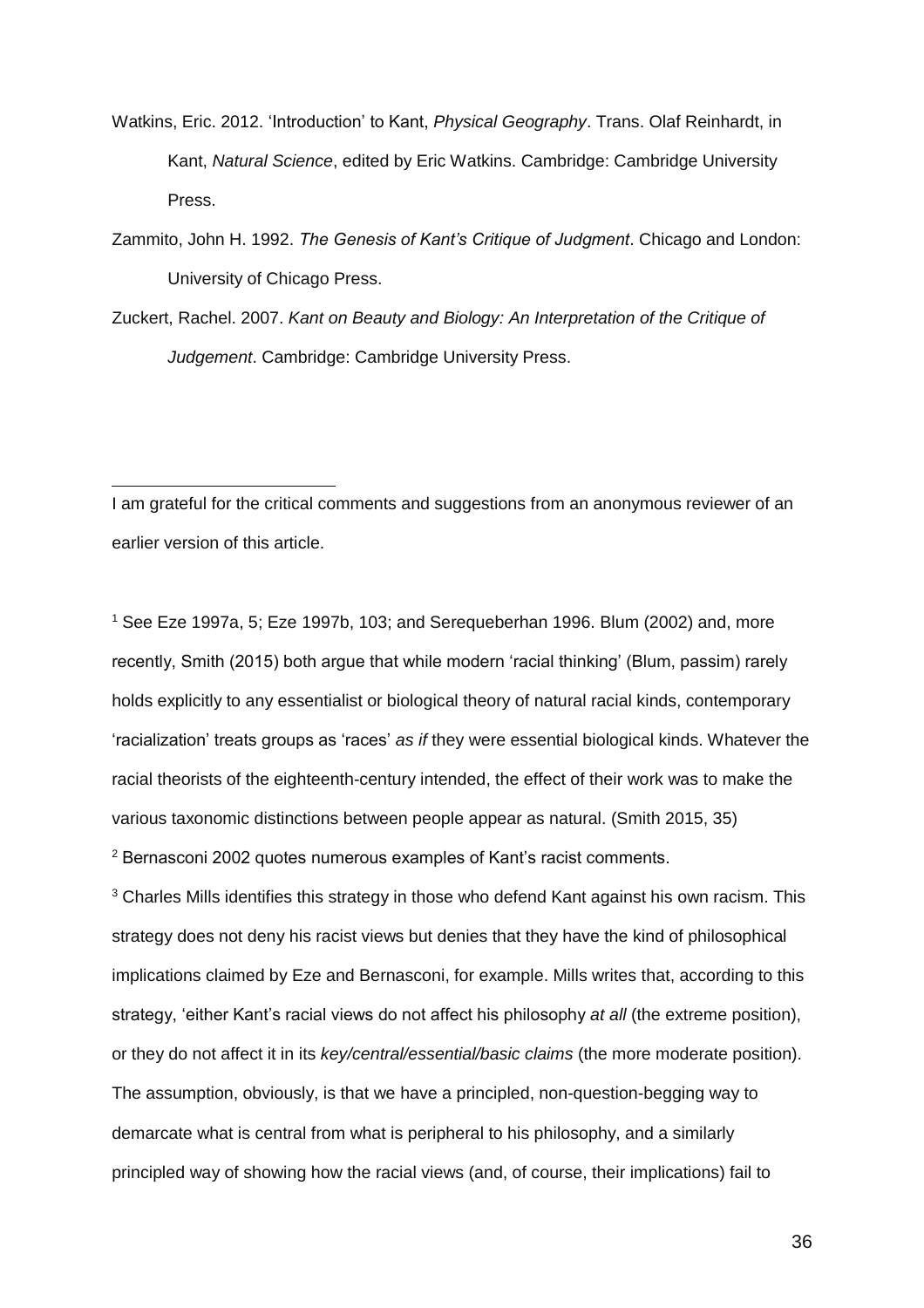Watkins, Eric. 2012. 'Introduction' to Kant, *Physical Geography*. Trans. Olaf Reinhardt, in Kant, *Natural Science*, edited by Eric Watkins. Cambridge: Cambridge University Press.

Zammito, John H. 1992. *The Genesis of Kant's Critique of Judgment*. Chicago and London: University of Chicago Press.

Zuckert, Rachel. 2007. *Kant on Beauty and Biology: An Interpretation of the Critique of Judgement*. Cambridge: Cambridge University Press.

---

I am grateful for the critical comments and suggestions from an anonymous reviewer of an earlier version of this article.

[1] See Eze 1997a, 5; Eze 1997b, 103; and Serequeberhan 1996. Blum (2002) and, more recently, Smith (2015) both argue that while modern 'racial thinking' (Blum, passim) rarely holds explicitly to any essentialist or biological theory of natural racial kinds, contemporary 'racialization' treats groups as 'races' *as if* they were essential biological kinds. Whatever the racial theorists of the eighteenth-century intended, the effect of their work was to make the various taxonomic distinctions between people appear as natural. (Smith 2015, 35)

[2] Bernasconi 2002 quotes numerous examples of Kant's racist comments.

[3] Charles Mills identifies this strategy in those who defend Kant against his own racism. This strategy does not deny his racist views but denies that they have the kind of philosophical implications claimed by Eze and Bernasconi, for example. Mills writes that, according to this strategy, 'either Kant's racial views do not affect his philosophy *at all* (the extreme position), or they do not affect it in its *key/central/essential/basic claims* (the more moderate position). The assumption, obviously, is that we have a principled, non-question-begging way to demarcate what is central from what is peripheral to his philosophy, and a similarly principled way of showing how the racial views (and, of course, their implications) fail to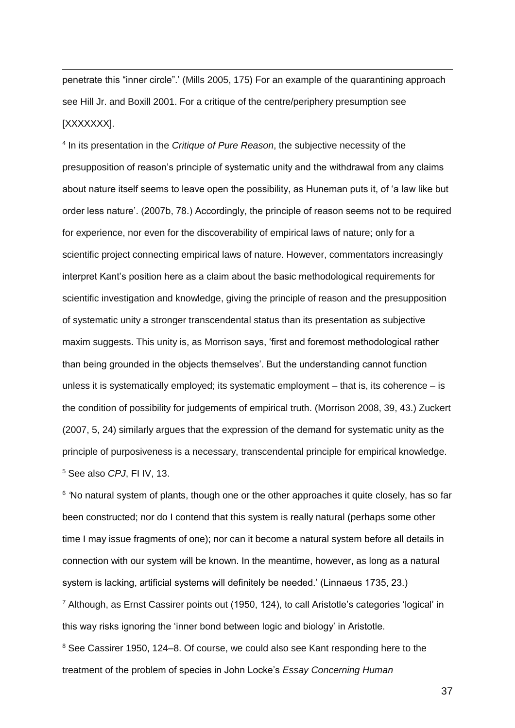penetrate this "inner circle".' (Mills 2005, 175) For an example of the quarantining approach see Hill Jr. and Boxill 2001. For a critique of the centre/periphery presumption see [XXXXXXX].

[4] In its presentation in the *Critique of Pure Reason*, the subjective necessity of the presupposition of reason's principle of systematic unity and the withdrawal from any claims about nature itself seems to leave open the possibility, as Huneman puts it, of 'a law like but order less nature'. (2007b, 78.) Accordingly, the principle of reason seems not to be required for experience, nor even for the discoverability of empirical laws of nature; only for a scientific project connecting empirical laws of nature. However, commentators increasingly interpret Kant's position here as a claim about the basic methodological requirements for scientific investigation and knowledge, giving the principle of reason and the presupposition of systematic unity a stronger transcendental status than its presentation as subjective maxim suggests. This unity is, as Morrison says, 'first and foremost methodological rather than being grounded in the objects themselves'. But the understanding cannot function unless it is systematically employed; its systematic employment – that is, its coherence – is the condition of possibility for judgements of empirical truth. (Morrison 2008, 39, 43.) Zuckert (2007, 5, 24) similarly argues that the expression of the demand for systematic unity as the principle of purposiveness is a necessary, transcendental principle for empirical knowledge.

[5] See also *CPJ*, FI IV, 13.

[6] 'No natural system of plants, though one or the other approaches it quite closely, has so far been constructed; nor do I contend that this system is really natural (perhaps some other time I may issue fragments of one); nor can it become a natural system before all details in connection with our system will be known. In the meantime, however, as long as a natural system is lacking, artificial systems will definitely be needed.' (Linnaeus 1735, 23.)

[7] Although, as Ernst Cassirer points out (1950, 124), to call Aristotle's categories 'logical' in this way risks ignoring the 'inner bond between logic and biology' in Aristotle.

[8] See Cassirer 1950, 124–8. Of course, we could also see Kant responding here to the treatment of the problem of species in John Locke's *Essay Concerning Human*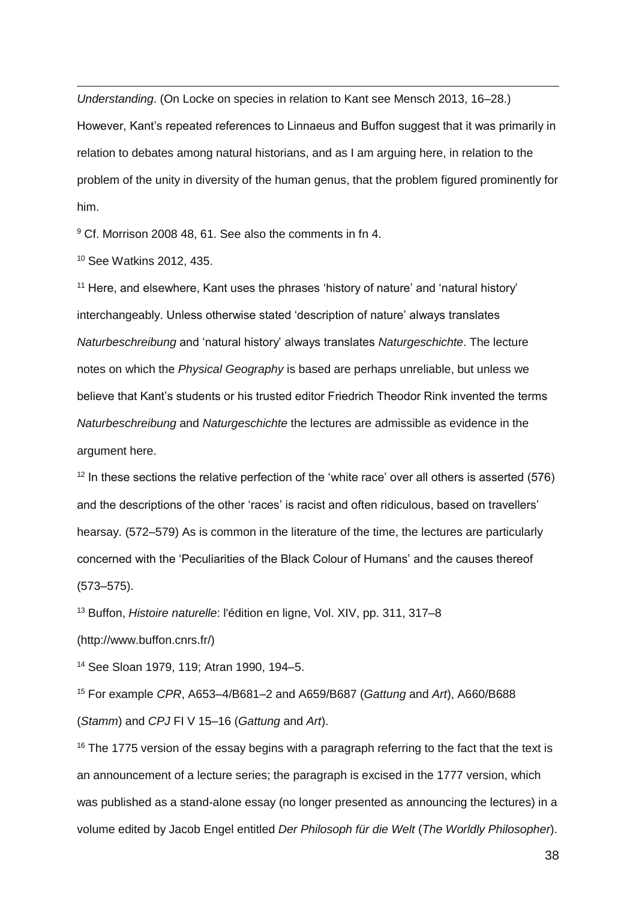*Understanding*. (On Locke on species in relation to Kant see Mensch 2013, 16–28.) However, Kant's repeated references to Linnaeus and Buffon suggest that it was primarily in relation to debates among natural historians, and as I am arguing here, in relation to the problem of the unity in diversity of the human genus, that the problem figured prominently for him.

[9] Cf. Morrison 2008 48, 61. See also the comments in fn 4.

[10] See Watkins 2012, 435.

[11] Here, and elsewhere, Kant uses the phrases 'history of nature' and 'natural history' interchangeably. Unless otherwise stated 'description of nature' always translates *Naturbeschreibung* and 'natural history' always translates *Naturgeschichte*. The lecture notes on which the *Physical Geography* is based are perhaps unreliable, but unless we believe that Kant's students or his trusted editor Friedrich Theodor Rink invented the terms *Naturbeschreibung* and *Naturgeschichte* the lectures are admissible as evidence in the argument here.

[12] In these sections the relative perfection of the 'white race' over all others is asserted (576) and the descriptions of the other 'races' is racist and often ridiculous, based on travellers' hearsay. (572–579) As is common in the literature of the time, the lectures are particularly concerned with the 'Peculiarities of the Black Colour of Humans' and the causes thereof (573–575).

[13] Buffon, *Histoire naturelle*: l'édition en ligne, Vol. XIV, pp. 311, 317–8 (http://www.buffon.cnrs.fr/)

[14] See Sloan 1979, 119; Atran 1990, 194–5.

[15] For example *CPR*, A653–4/B681–2 and A659/B687 (*Gattung* and *Art*), A660/B688 (*Stamm*) and *CPJ* FI V 15–16 (*Gattung* and *Art*).

[16] The 1775 version of the essay begins with a paragraph referring to the fact that the text is an announcement of a lecture series; the paragraph is excised in the 1777 version, which was published as a stand-alone essay (no longer presented as announcing the lectures) in a volume edited by Jacob Engel entitled *Der Philosoph für die Welt* (*The Worldly Philosopher*).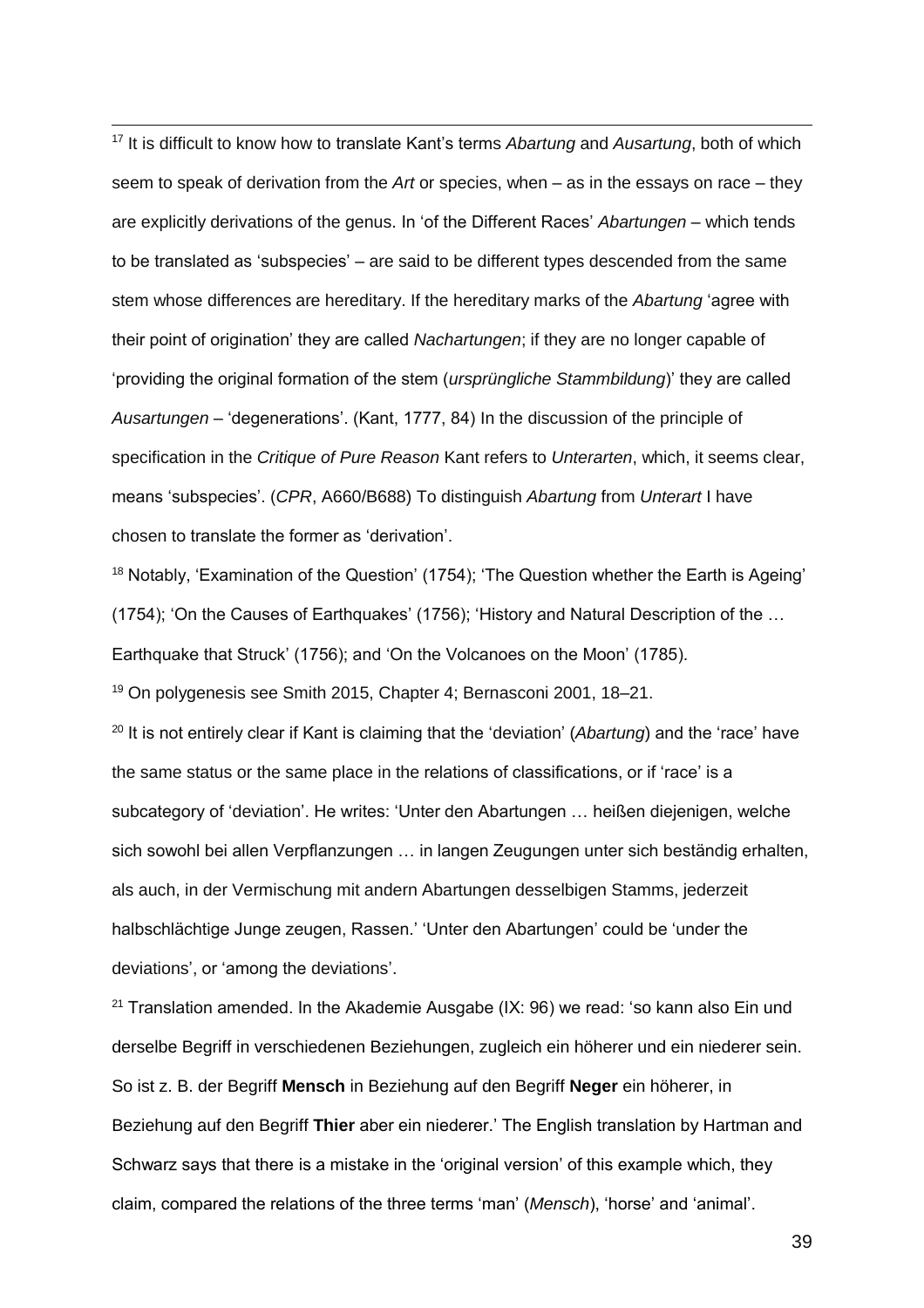[17] It is difficult to know how to translate Kant's terms *Abartung* and *Ausartung*, both of which seem to speak of derivation from the *Art* or species, when – as in the essays on race – they are explicitly derivations of the genus. In 'of the Different Races' *Abartungen* – which tends to be translated as 'subspecies' – are said to be different types descended from the same stem whose differences are hereditary. If the hereditary marks of the *Abartung* 'agree with their point of origination' they are called *Nachartungen*; if they are no longer capable of 'providing the original formation of the stem (*ursprüngliche Stammbildung*)' they are called *Ausartungen* – 'degenerations'. (Kant, 1777, 84) In the discussion of the principle of specification in the *Critique of Pure Reason* Kant refers to *Unterarten*, which, it seems clear, means 'subspecies'. (*CPR*, A660/B688) To distinguish *Abartung* from *Unterart* I have chosen to translate the former as 'derivation'.

[18] Notably, 'Examination of the Question' (1754); 'The Question whether the Earth is Ageing' (1754); 'On the Causes of Earthquakes' (1756); 'History and Natural Description of the … Earthquake that Struck' (1756); and 'On the Volcanoes on the Moon' (1785).

[19] On polygenesis see Smith 2015, Chapter 4; Bernasconi 2001, 18–21.

[20] It is not entirely clear if Kant is claiming that the 'deviation' (*Abartung*) and the 'race' have the same status or the same place in the relations of classifications, or if 'race' is a subcategory of 'deviation'. He writes: 'Unter den Abartungen … heißen diejenigen, welche sich sowohl bei allen Verpflanzungen … in langen Zeugungen unter sich beständig erhalten, als auch, in der Vermischung mit andern Abartungen desselbigen Stamms, jederzeit halbschlächtige Junge zeugen, Rassen.' 'Unter den Abartungen' could be 'under the deviations', or 'among the deviations'.

[21] Translation amended. In the Akademie Ausgabe (IX: 96) we read: 'so kann also Ein und derselbe Begriff in verschiedenen Beziehungen, zugleich ein höherer und ein niederer sein. So ist z. B. der Begriff **Mensch** in Beziehung auf den Begriff **Neger** ein höherer, in Beziehung auf den Begriff **Thier** aber ein niederer.' The English translation by Hartman and Schwarz says that there is a mistake in the 'original version' of this example which, they claim, compared the relations of the three terms 'man' (*Mensch*), 'horse' and 'animal'.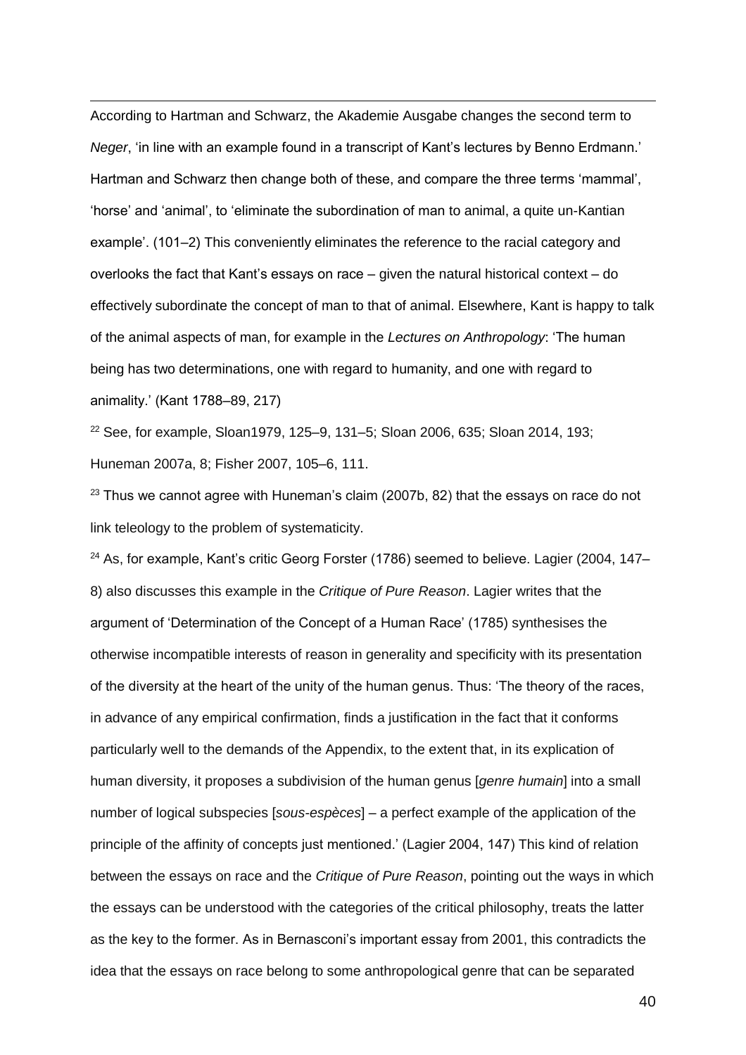According to Hartman and Schwarz, the Akademie Ausgabe changes the second term to *Neger*, 'in line with an example found in a transcript of Kant's lectures by Benno Erdmann.' Hartman and Schwarz then change both of these, and compare the three terms 'mammal', 'horse' and 'animal', to 'eliminate the subordination of man to animal, a quite un-Kantian example'. (101–2) This conveniently eliminates the reference to the racial category and overlooks the fact that Kant's essays on race – given the natural historical context – do effectively subordinate the concept of man to that of animal. Elsewhere, Kant is happy to talk of the animal aspects of man, for example in the *Lectures on Anthropology*: 'The human being has two determinations, one with regard to humanity, and one with regard to animality.' (Kant 1788–89, 217)

[22] See, for example, Sloan1979, 125–9, 131–5; Sloan 2006, 635; Sloan 2014, 193; Huneman 2007a, 8; Fisher 2007, 105–6, 111.

[23] Thus we cannot agree with Huneman's claim (2007b, 82) that the essays on race do not link teleology to the problem of systematicity.

[24] As, for example, Kant's critic Georg Forster (1786) seemed to believe. Lagier (2004, 147–8) also discusses this example in the *Critique of Pure Reason*. Lagier writes that the argument of 'Determination of the Concept of a Human Race' (1785) synthesises the otherwise incompatible interests of reason in generality and specificity with its presentation of the diversity at the heart of the unity of the human genus. Thus: 'The theory of the races, in advance of any empirical confirmation, finds a justification in the fact that it conforms particularly well to the demands of the Appendix, to the extent that, in its explication of human diversity, it proposes a subdivision of the human genus [*genre humain*] into a small number of logical subspecies [*sous-espèces*] – a perfect example of the application of the principle of the affinity of concepts just mentioned.' (Lagier 2004, 147) This kind of relation between the essays on race and the *Critique of Pure Reason*, pointing out the ways in which the essays can be understood with the categories of the critical philosophy, treats the latter as the key to the former. As in Bernasconi's important essay from 2001, this contradicts the idea that the essays on race belong to some anthropological genre that can be separated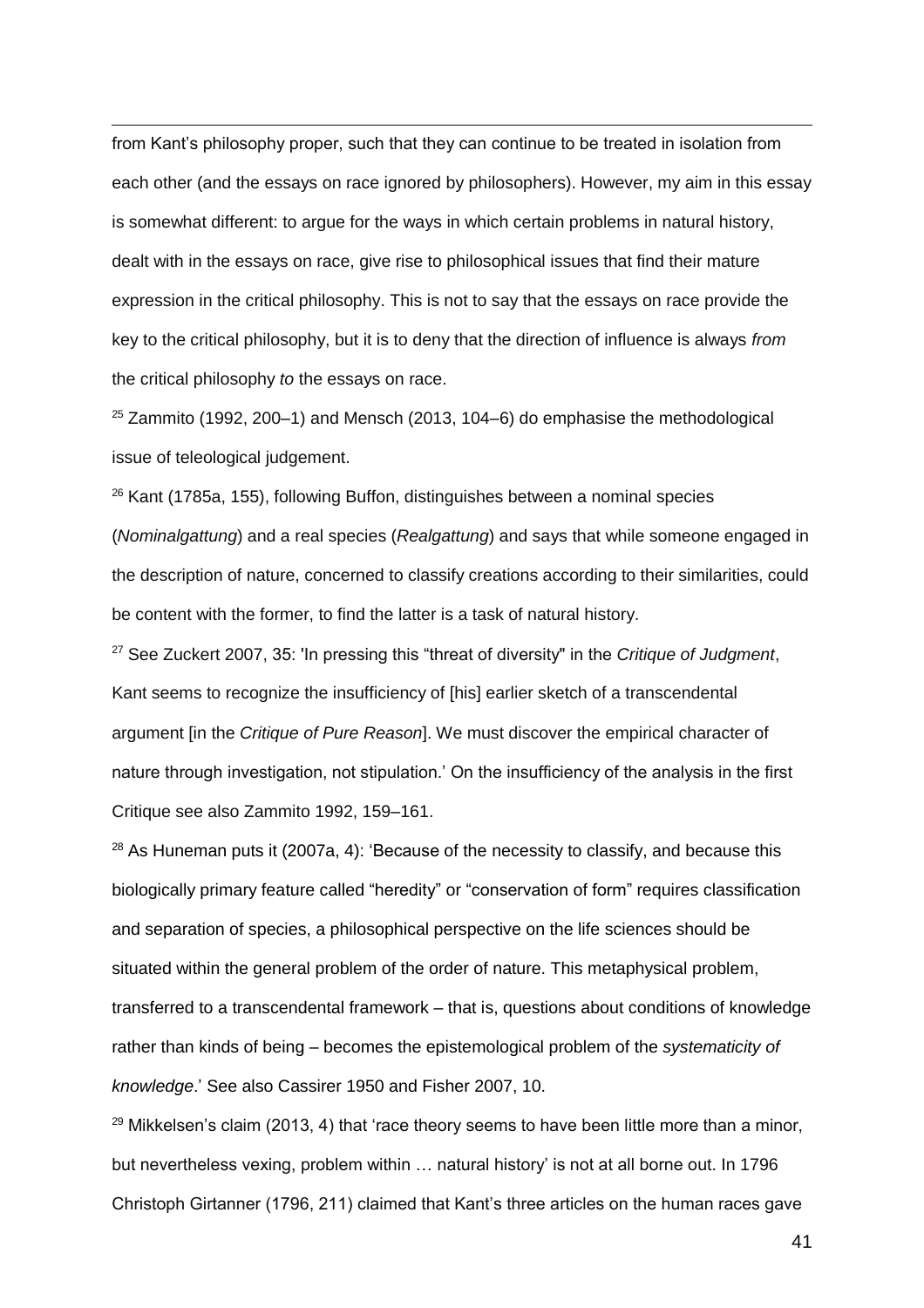from Kant's philosophy proper, such that they can continue to be treated in isolation from each other (and the essays on race ignored by philosophers). However, my aim in this essay is somewhat different: to argue for the ways in which certain problems in natural history, dealt with in the essays on race, give rise to philosophical issues that find their mature expression in the critical philosophy. This is not to say that the essays on race provide the key to the critical philosophy, but it is to deny that the direction of influence is always *from* the critical philosophy *to* the essays on race.

[25] Zammito (1992, 200–1) and Mensch (2013, 104–6) do emphasise the methodological issue of teleological judgement.

[26] Kant (1785a, 155), following Buffon, distinguishes between a nominal species (*Nominalgattung*) and a real species (*Realgattung*) and says that while someone engaged in the description of nature, concerned to classify creations according to their similarities, could be content with the former, to find the latter is a task of natural history.

[27] See Zuckert 2007, 35: 'In pressing this "threat of diversity" in the *Critique of Judgment*, Kant seems to recognize the insufficiency of [his] earlier sketch of a transcendental argument [in the *Critique of Pure Reason*]. We must discover the empirical character of nature through investigation, not stipulation.' On the insufficiency of the analysis in the first Critique see also Zammito 1992, 159–161.

[28] As Huneman puts it (2007a, 4): 'Because of the necessity to classify, and because this biologically primary feature called "heredity" or "conservation of form" requires classification and separation of species, a philosophical perspective on the life sciences should be situated within the general problem of the order of nature. This metaphysical problem, transferred to a transcendental framework – that is, questions about conditions of knowledge rather than kinds of being – becomes the epistemological problem of the *systematicity of knowledge*.' See also Cassirer 1950 and Fisher 2007, 10.

[29] Mikkelsen's claim (2013, 4) that 'race theory seems to have been little more than a minor, but nevertheless vexing, problem within … natural history' is not at all borne out. In 1796 Christoph Girtanner (1796, 211) claimed that Kant's three articles on the human races gave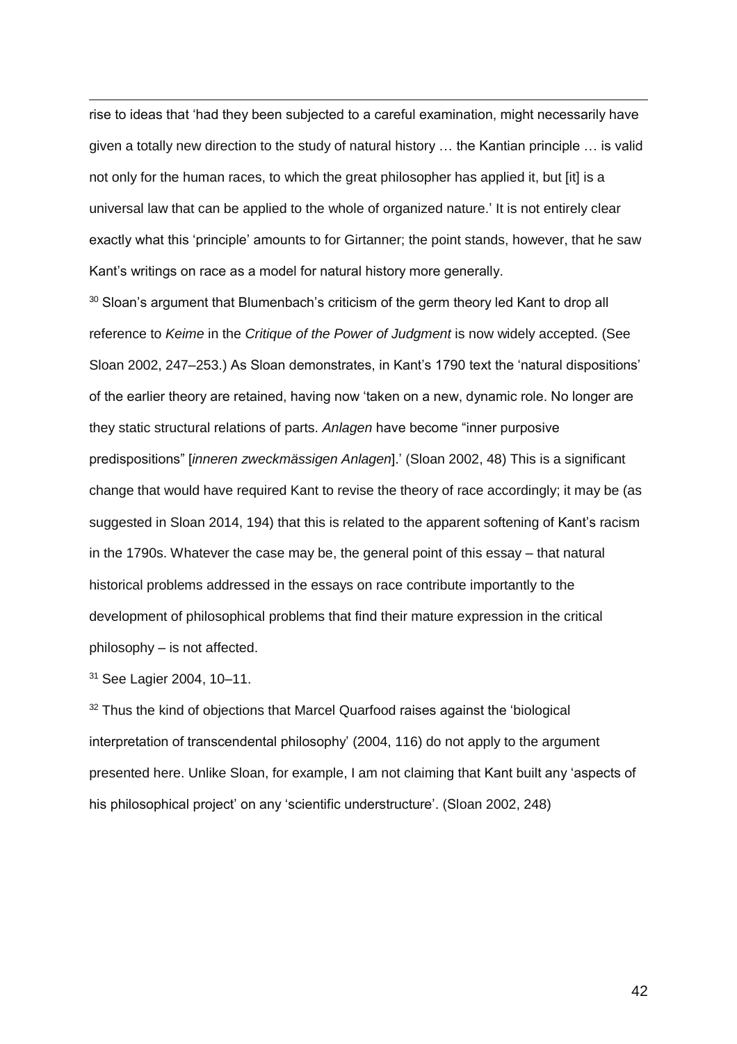rise to ideas that 'had they been subjected to a careful examination, might necessarily have given a totally new direction to the study of natural history … the Kantian principle … is valid not only for the human races, to which the great philosopher has applied it, but [it] is a universal law that can be applied to the whole of organized nature.' It is not entirely clear exactly what this 'principle' amounts to for Girtanner; the point stands, however, that he saw Kant's writings on race as a model for natural history more generally.

[30] Sloan's argument that Blumenbach's criticism of the germ theory led Kant to drop all reference to *Keime* in the *Critique of the Power of Judgment* is now widely accepted. (See Sloan 2002, 247–253.) As Sloan demonstrates, in Kant's 1790 text the 'natural dispositions' of the earlier theory are retained, having now 'taken on a new, dynamic role. No longer are they static structural relations of parts. *Anlagen* have become "inner purposive predispositions" [*inneren zweckmässigen Anlagen*].' (Sloan 2002, 48) This is a significant change that would have required Kant to revise the theory of race accordingly; it may be (as suggested in Sloan 2014, 194) that this is related to the apparent softening of Kant's racism in the 1790s. Whatever the case may be, the general point of this essay – that natural historical problems addressed in the essays on race contribute importantly to the development of philosophical problems that find their mature expression in the critical philosophy – is not affected.

[31] See Lagier 2004, 10–11.

[32] Thus the kind of objections that Marcel Quarfood raises against the 'biological interpretation of transcendental philosophy' (2004, 116) do not apply to the argument presented here. Unlike Sloan, for example, I am not claiming that Kant built any 'aspects of his philosophical project' on any 'scientific understructure'. (Sloan 2002, 248)